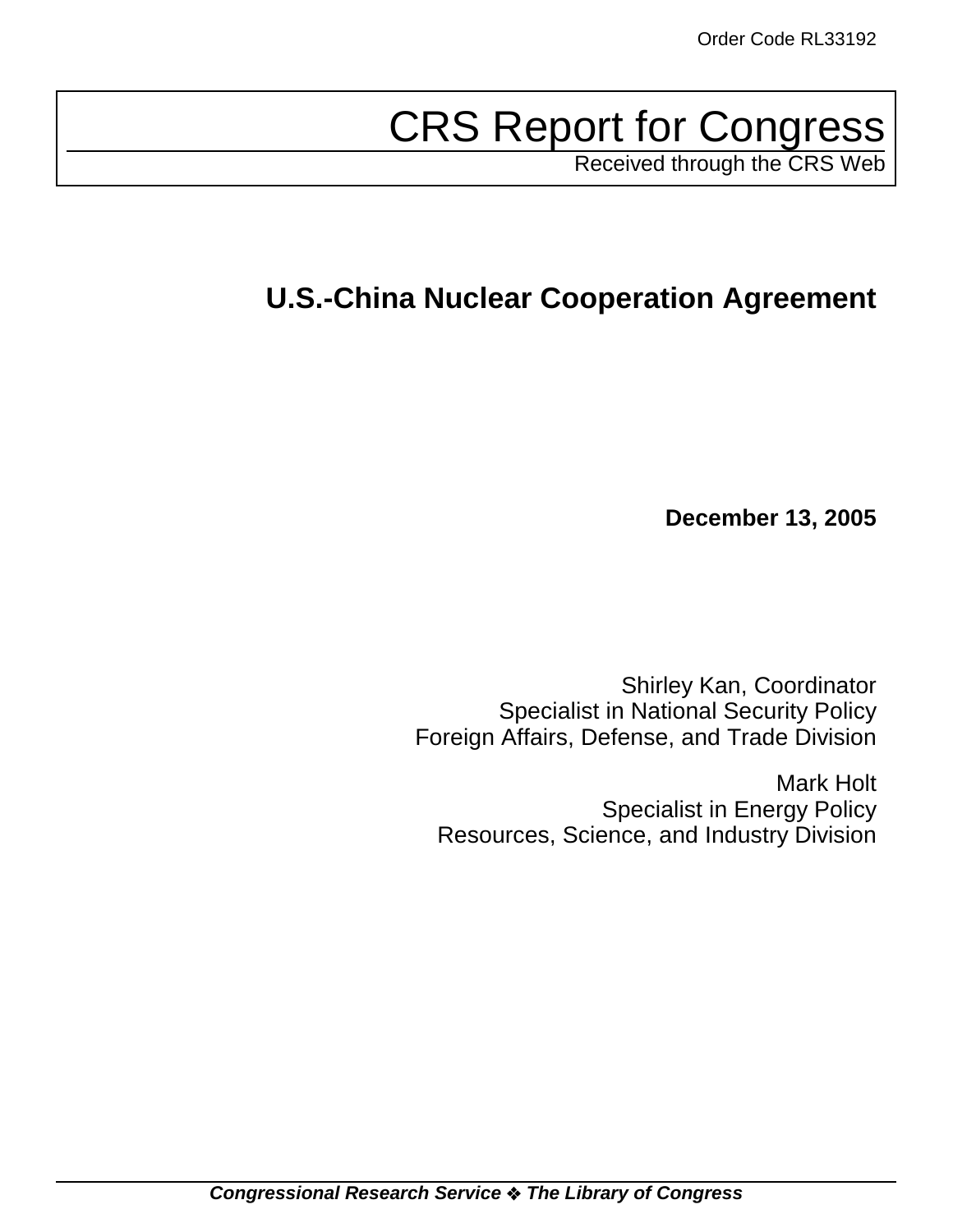Order Code RL33192

# CRS Report for Congress

Received through the CRS Web

## U.S.-China Nuclear Cooperation Agreement

**December 13, 2005**

Shirley Kan, Coordinator
Specialist in National Security Policy
Foreign Affairs, Defense, and Trade Division

Mark Holt
Specialist in Energy Policy
Resources, Science, and Industry Division

***Congressional Research Service ❖ The Library of Congress***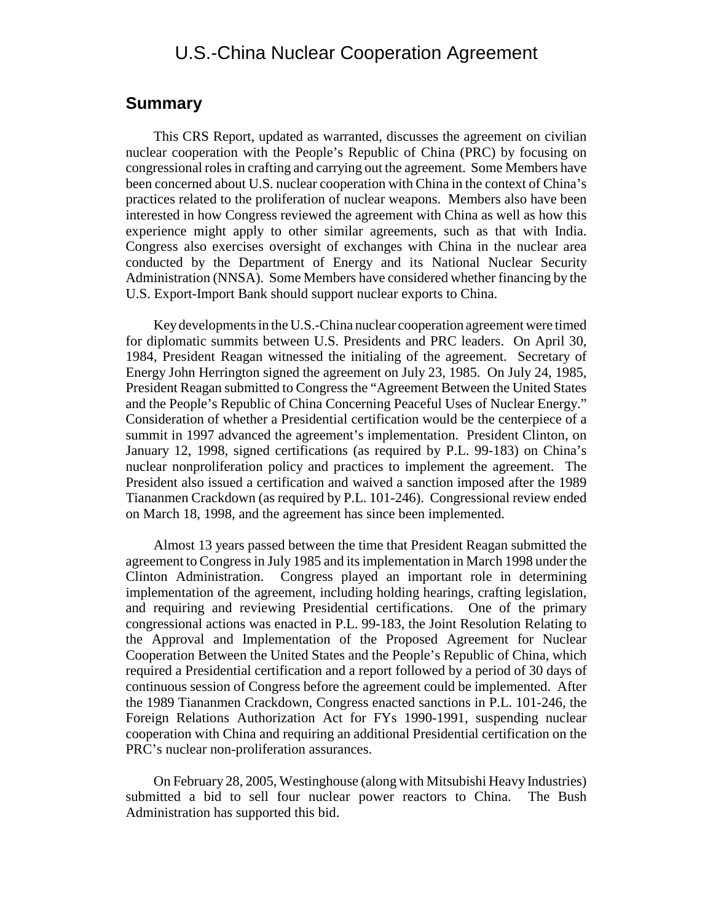# U.S.-China Nuclear Cooperation Agreement

## Summary

This CRS Report, updated as warranted, discusses the agreement on civilian nuclear cooperation with the People's Republic of China (PRC) by focusing on congressional roles in crafting and carrying out the agreement. Some Members have been concerned about U.S. nuclear cooperation with China in the context of China's practices related to the proliferation of nuclear weapons. Members also have been interested in how Congress reviewed the agreement with China as well as how this experience might apply to other similar agreements, such as that with India. Congress also exercises oversight of exchanges with China in the nuclear area conducted by the Department of Energy and its National Nuclear Security Administration (NNSA). Some Members have considered whether financing by the U.S. Export-Import Bank should support nuclear exports to China.

Key developments in the U.S.-China nuclear cooperation agreement were timed for diplomatic summits between U.S. Presidents and PRC leaders. On April 30, 1984, President Reagan witnessed the initialing of the agreement. Secretary of Energy John Herrington signed the agreement on July 23, 1985. On July 24, 1985, President Reagan submitted to Congress the "Agreement Between the United States and the People's Republic of China Concerning Peaceful Uses of Nuclear Energy." Consideration of whether a Presidential certification would be the centerpiece of a summit in 1997 advanced the agreement's implementation. President Clinton, on January 12, 1998, signed certifications (as required by P.L. 99-183) on China's nuclear nonproliferation policy and practices to implement the agreement. The President also issued a certification and waived a sanction imposed after the 1989 Tiananmen Crackdown (as required by P.L. 101-246). Congressional review ended on March 18, 1998, and the agreement has since been implemented.

Almost 13 years passed between the time that President Reagan submitted the agreement to Congress in July 1985 and its implementation in March 1998 under the Clinton Administration. Congress played an important role in determining implementation of the agreement, including holding hearings, crafting legislation, and requiring and reviewing Presidential certifications. One of the primary congressional actions was enacted in P.L. 99-183, the Joint Resolution Relating to the Approval and Implementation of the Proposed Agreement for Nuclear Cooperation Between the United States and the People's Republic of China, which required a Presidential certification and a report followed by a period of 30 days of continuous session of Congress before the agreement could be implemented. After the 1989 Tiananmen Crackdown, Congress enacted sanctions in P.L. 101-246, the Foreign Relations Authorization Act for FYs 1990-1991, suspending nuclear cooperation with China and requiring an additional Presidential certification on the PRC's nuclear non-proliferation assurances.

On February 28, 2005, Westinghouse (along with Mitsubishi Heavy Industries) submitted a bid to sell four nuclear power reactors to China. The Bush Administration has supported this bid.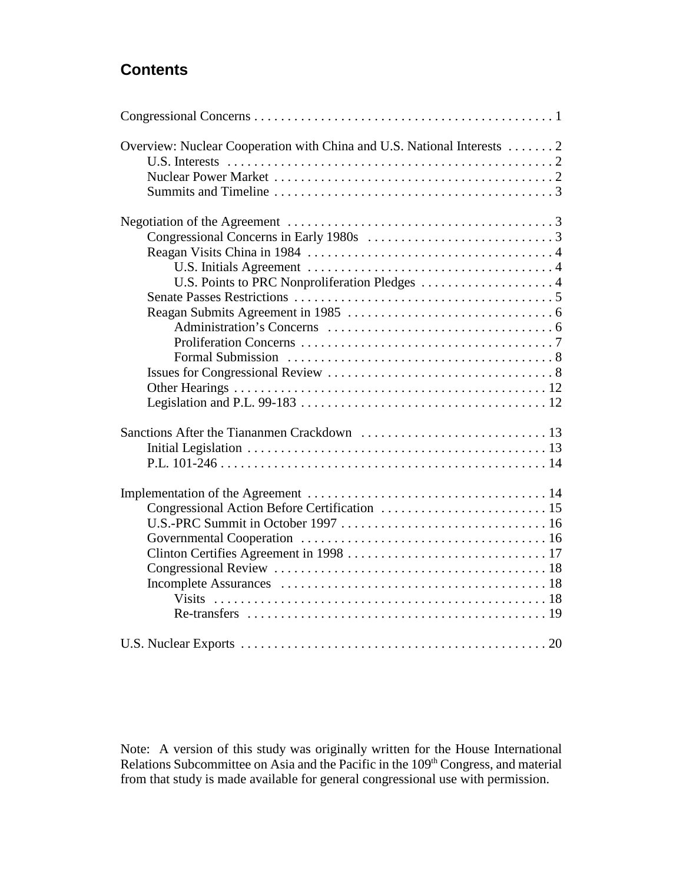## Contents

Congressional Concerns . . . . . . . . . . . . . . . . . . . . . . . . . . . . . . . . . . . . . . . . . . . . . 1

Overview: Nuclear Cooperation with China and U.S. National Interests . . . . . . . 2
- U.S. Interests . . . . . . . . . . . . . . . . . . . . . . . . . . . . . . . . . . . . . . . . . . . . . . . . 2
- Nuclear Power Market . . . . . . . . . . . . . . . . . . . . . . . . . . . . . . . . . . . . . . . . . 2
- Summits and Timeline . . . . . . . . . . . . . . . . . . . . . . . . . . . . . . . . . . . . . . . . . 3

Negotiation of the Agreement . . . . . . . . . . . . . . . . . . . . . . . . . . . . . . . . . . . . . . . . 3
- Congressional Concerns in Early 1980s . . . . . . . . . . . . . . . . . . . . . . . . . . . . 3
- Reagan Visits China in 1984 . . . . . . . . . . . . . . . . . . . . . . . . . . . . . . . . . . . . . 4
  - U.S. Initials Agreement . . . . . . . . . . . . . . . . . . . . . . . . . . . . . . . . . . . . . 4
  - U.S. Points to PRC Nonproliferation Pledges . . . . . . . . . . . . . . . . . . . . 4
- Senate Passes Restrictions . . . . . . . . . . . . . . . . . . . . . . . . . . . . . . . . . . . . . . . 5
- Reagan Submits Agreement in 1985 . . . . . . . . . . . . . . . . . . . . . . . . . . . . . . . 6
  - Administration's Concerns . . . . . . . . . . . . . . . . . . . . . . . . . . . . . . . . . . 6
  - Proliferation Concerns . . . . . . . . . . . . . . . . . . . . . . . . . . . . . . . . . . . . . . 7
  - Formal Submission . . . . . . . . . . . . . . . . . . . . . . . . . . . . . . . . . . . . . . . . 8
- Issues for Congressional Review . . . . . . . . . . . . . . . . . . . . . . . . . . . . . . . . . . 8
- Other Hearings . . . . . . . . . . . . . . . . . . . . . . . . . . . . . . . . . . . . . . . . . . . . . . . 12
- Legislation and P.L. 99-183 . . . . . . . . . . . . . . . . . . . . . . . . . . . . . . . . . . . . . 12

Sanctions After the Tiananmen Crackdown . . . . . . . . . . . . . . . . . . . . . . . . . . . . 13
- Initial Legislation . . . . . . . . . . . . . . . . . . . . . . . . . . . . . . . . . . . . . . . . . . . . . 13
- P.L. 101-246 . . . . . . . . . . . . . . . . . . . . . . . . . . . . . . . . . . . . . . . . . . . . . . . . . 14

Implementation of the Agreement . . . . . . . . . . . . . . . . . . . . . . . . . . . . . . . . . . . . 14
- Congressional Action Before Certification . . . . . . . . . . . . . . . . . . . . . . . . . . 15
- U.S.-PRC Summit in October 1997 . . . . . . . . . . . . . . . . . . . . . . . . . . . . . . . 16
- Governmental Cooperation . . . . . . . . . . . . . . . . . . . . . . . . . . . . . . . . . . . . . 16
- Clinton Certifies Agreement in 1998 . . . . . . . . . . . . . . . . . . . . . . . . . . . . . . 17
- Congressional Review . . . . . . . . . . . . . . . . . . . . . . . . . . . . . . . . . . . . . . . . . 18
- Incomplete Assurances . . . . . . . . . . . . . . . . . . . . . . . . . . . . . . . . . . . . . . . . 18
  - Visits . . . . . . . . . . . . . . . . . . . . . . . . . . . . . . . . . . . . . . . . . . . . . . . . . . 18
  - Re-transfers . . . . . . . . . . . . . . . . . . . . . . . . . . . . . . . . . . . . . . . . . . . . . 19

U.S. Nuclear Exports . . . . . . . . . . . . . . . . . . . . . . . . . . . . . . . . . . . . . . . . . . . . . . 20

Note: A version of this study was originally written for the House International Relations Subcommittee on Asia and the Pacific in the 109th Congress, and material from that study is made available for general congressional use with permission.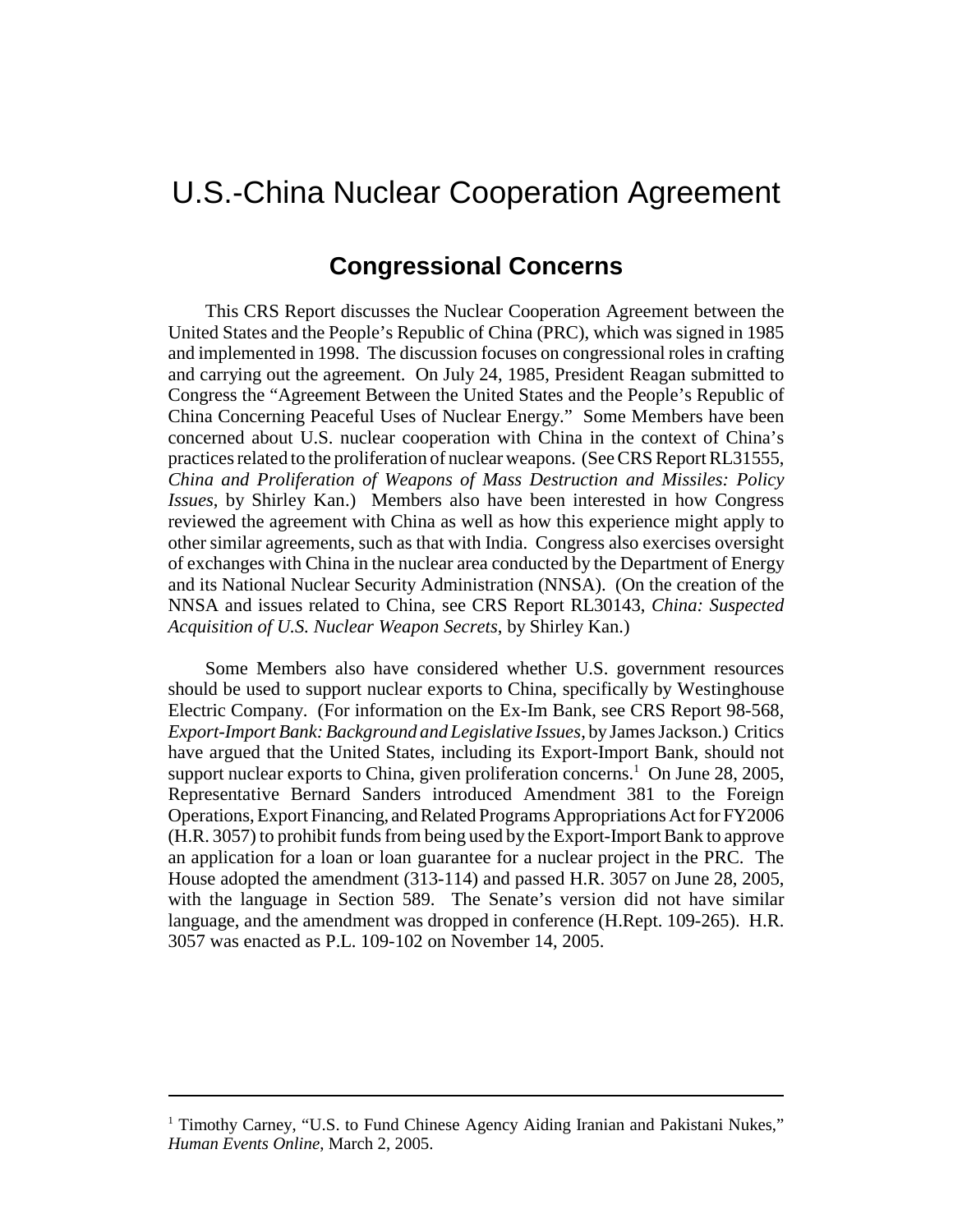# U.S.-China Nuclear Cooperation Agreement

## Congressional Concerns

This CRS Report discusses the Nuclear Cooperation Agreement between the United States and the People's Republic of China (PRC), which was signed in 1985 and implemented in 1998. The discussion focuses on congressional roles in crafting and carrying out the agreement. On July 24, 1985, President Reagan submitted to Congress the "Agreement Between the United States and the People's Republic of China Concerning Peaceful Uses of Nuclear Energy." Some Members have been concerned about U.S. nuclear cooperation with China in the context of China's practices related to the proliferation of nuclear weapons. (See CRS Report RL31555, *China and Proliferation of Weapons of Mass Destruction and Missiles: Policy Issues*, by Shirley Kan.) Members also have been interested in how Congress reviewed the agreement with China as well as how this experience might apply to other similar agreements, such as that with India. Congress also exercises oversight of exchanges with China in the nuclear area conducted by the Department of Energy and its National Nuclear Security Administration (NNSA). (On the creation of the NNSA and issues related to China, see CRS Report RL30143, *China: Suspected Acquisition of U.S. Nuclear Weapon Secrets*, by Shirley Kan.)

Some Members also have considered whether U.S. government resources should be used to support nuclear exports to China, specifically by Westinghouse Electric Company. (For information on the Ex-Im Bank, see CRS Report 98-568, *Export-Import Bank: Background and Legislative Issues*, by James Jackson.) Critics have argued that the United States, including its Export-Import Bank, should not support nuclear exports to China, given proliferation concerns.[1] On June 28, 2005, Representative Bernard Sanders introduced Amendment 381 to the Foreign Operations, Export Financing, and Related Programs Appropriations Act for FY2006 (H.R. 3057) to prohibit funds from being used by the Export-Import Bank to approve an application for a loan or loan guarantee for a nuclear project in the PRC. The House adopted the amendment (313-114) and passed H.R. 3057 on June 28, 2005, with the language in Section 589. The Senate's version did not have similar language, and the amendment was dropped in conference (H.Rept. 109-265). H.R. 3057 was enacted as P.L. 109-102 on November 14, 2005.

---

[1] Timothy Carney, "U.S. to Fund Chinese Agency Aiding Iranian and Pakistani Nukes," *Human Events Online*, March 2, 2005.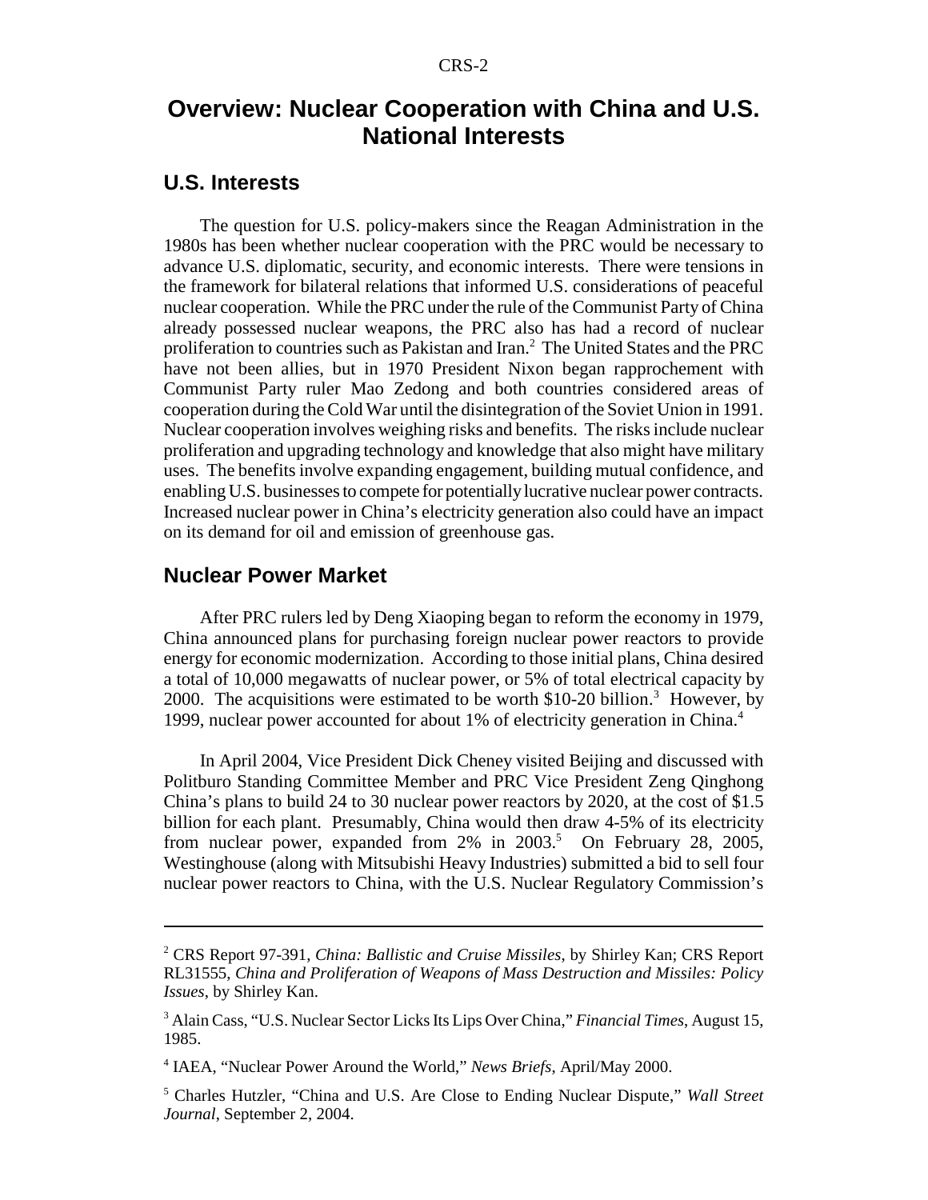# Overview: Nuclear Cooperation with China and U.S. National Interests

## U.S. Interests

The question for U.S. policy-makers since the Reagan Administration in the 1980s has been whether nuclear cooperation with the PRC would be necessary to advance U.S. diplomatic, security, and economic interests. There were tensions in the framework for bilateral relations that informed U.S. considerations of peaceful nuclear cooperation. While the PRC under the rule of the Communist Party of China already possessed nuclear weapons, the PRC also has had a record of nuclear proliferation to countries such as Pakistan and Iran.[2] The United States and the PRC have not been allies, but in 1970 President Nixon began rapprochement with Communist Party ruler Mao Zedong and both countries considered areas of cooperation during the Cold War until the disintegration of the Soviet Union in 1991. Nuclear cooperation involves weighing risks and benefits. The risks include nuclear proliferation and upgrading technology and knowledge that also might have military uses. The benefits involve expanding engagement, building mutual confidence, and enabling U.S. businesses to compete for potentially lucrative nuclear power contracts. Increased nuclear power in China's electricity generation also could have an impact on its demand for oil and emission of greenhouse gas.

## Nuclear Power Market

After PRC rulers led by Deng Xiaoping began to reform the economy in 1979, China announced plans for purchasing foreign nuclear power reactors to provide energy for economic modernization. According to those initial plans, China desired a total of 10,000 megawatts of nuclear power, or 5% of total electrical capacity by 2000. The acquisitions were estimated to be worth \$10-20 billion.[3] However, by 1999, nuclear power accounted for about 1% of electricity generation in China.[4]

In April 2004, Vice President Dick Cheney visited Beijing and discussed with Politburo Standing Committee Member and PRC Vice President Zeng Qinghong China's plans to build 24 to 30 nuclear power reactors by 2020, at the cost of \$1.5 billion for each plant. Presumably, China would then draw 4-5% of its electricity from nuclear power, expanded from 2% in 2003.[5] On February 28, 2005, Westinghouse (along with Mitsubishi Heavy Industries) submitted a bid to sell four nuclear power reactors to China, with the U.S. Nuclear Regulatory Commission's

---

[2] CRS Report 97-391, *China: Ballistic and Cruise Missiles*, by Shirley Kan; CRS Report RL31555, *China and Proliferation of Weapons of Mass Destruction and Missiles: Policy Issues*, by Shirley Kan.

[3] Alain Cass, "U.S. Nuclear Sector Licks Its Lips Over China," *Financial Times*, August 15, 1985.

[4] IAEA, "Nuclear Power Around the World," *News Briefs*, April/May 2000.

[5] Charles Hutzler, "China and U.S. Are Close to Ending Nuclear Dispute," *Wall Street Journal*, September 2, 2004.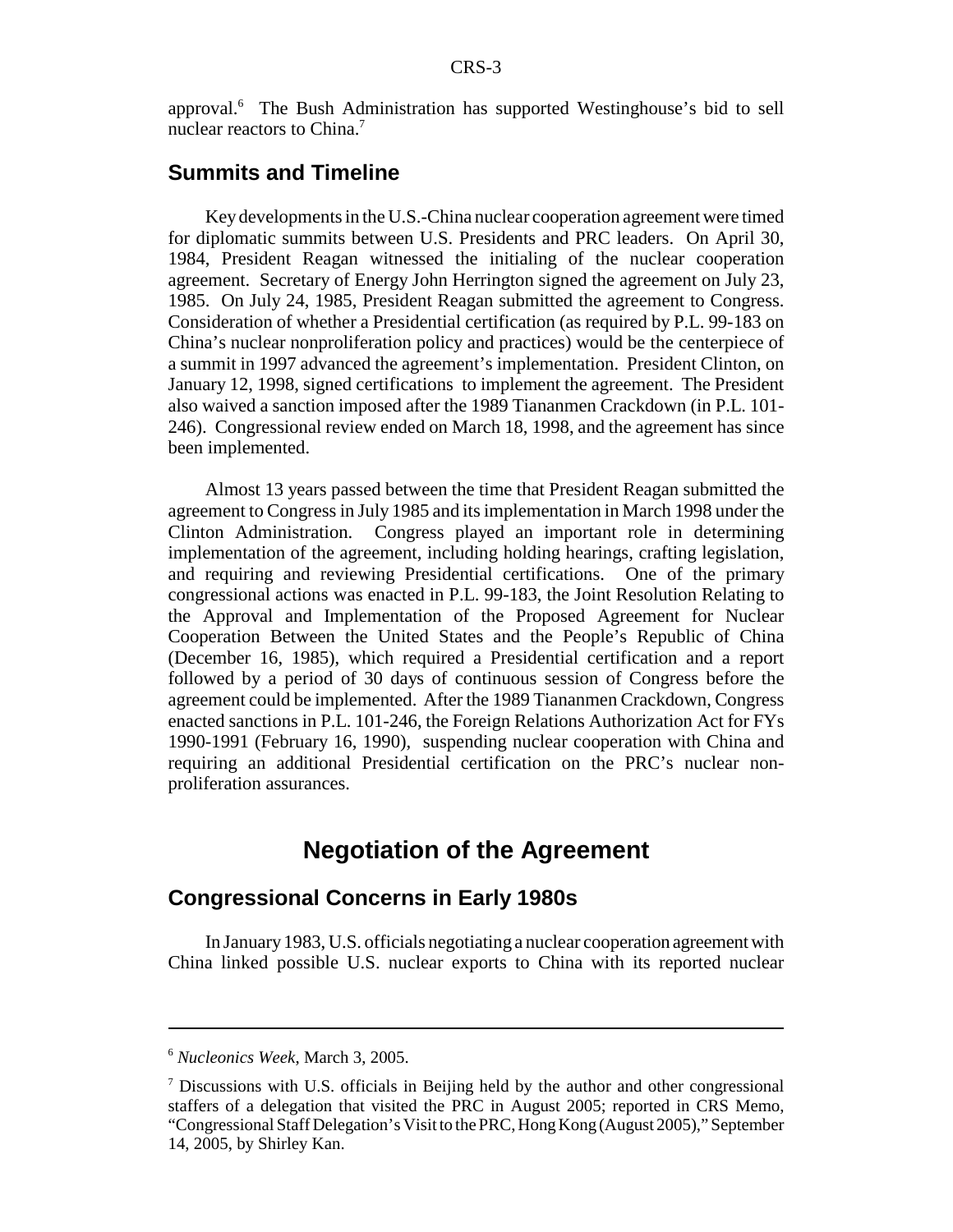approval.[6] The Bush Administration has supported Westinghouse's bid to sell nuclear reactors to China.[7]

## Summits and Timeline

Key developments in the U.S.-China nuclear cooperation agreement were timed for diplomatic summits between U.S. Presidents and PRC leaders. On April 30, 1984, President Reagan witnessed the initialing of the nuclear cooperation agreement. Secretary of Energy John Herrington signed the agreement on July 23, 1985. On July 24, 1985, President Reagan submitted the agreement to Congress. Consideration of whether a Presidential certification (as required by P.L. 99-183 on China's nuclear nonproliferation policy and practices) would be the centerpiece of a summit in 1997 advanced the agreement's implementation. President Clinton, on January 12, 1998, signed certifications to implement the agreement. The President also waived a sanction imposed after the 1989 Tiananmen Crackdown (in P.L. 101-246). Congressional review ended on March 18, 1998, and the agreement has since been implemented.

Almost 13 years passed between the time that President Reagan submitted the agreement to Congress in July 1985 and its implementation in March 1998 under the Clinton Administration. Congress played an important role in determining implementation of the agreement, including holding hearings, crafting legislation, and requiring and reviewing Presidential certifications. One of the primary congressional actions was enacted in P.L. 99-183, the Joint Resolution Relating to the Approval and Implementation of the Proposed Agreement for Nuclear Cooperation Between the United States and the People's Republic of China (December 16, 1985), which required a Presidential certification and a report followed by a period of 30 days of continuous session of Congress before the agreement could be implemented. After the 1989 Tiananmen Crackdown, Congress enacted sanctions in P.L. 101-246, the Foreign Relations Authorization Act for FYs 1990-1991 (February 16, 1990), suspending nuclear cooperation with China and requiring an additional Presidential certification on the PRC's nuclear non-proliferation assurances.

# Negotiation of the Agreement

## Congressional Concerns in Early 1980s

In January 1983, U.S. officials negotiating a nuclear cooperation agreement with China linked possible U.S. nuclear exports to China with its reported nuclear

---

[6] *Nucleonics Week*, March 3, 2005.

[7] Discussions with U.S. officials in Beijing held by the author and other congressional staffers of a delegation that visited the PRC in August 2005; reported in CRS Memo, "Congressional Staff Delegation's Visit to the PRC, Hong Kong (August 2005)," September 14, 2005, by Shirley Kan.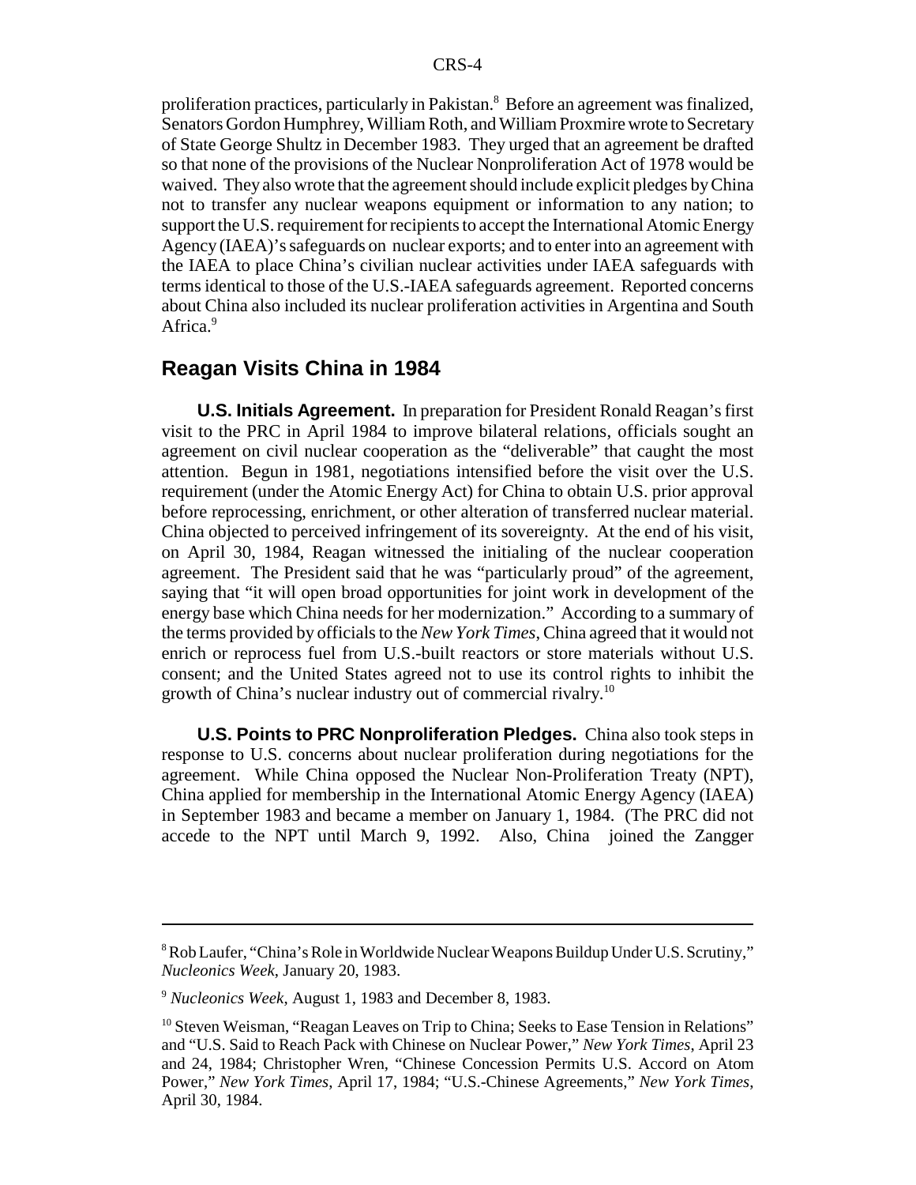proliferation practices, particularly in Pakistan.[8] Before an agreement was finalized, Senators Gordon Humphrey, William Roth, and William Proxmire wrote to Secretary of State George Shultz in December 1983. They urged that an agreement be drafted so that none of the provisions of the Nuclear Nonproliferation Act of 1978 would be waived. They also wrote that the agreement should include explicit pledges by China not to transfer any nuclear weapons equipment or information to any nation; to support the U.S. requirement for recipients to accept the International Atomic Energy Agency (IAEA)'s safeguards on nuclear exports; and to enter into an agreement with the IAEA to place China's civilian nuclear activities under IAEA safeguards with terms identical to those of the U.S.-IAEA safeguards agreement. Reported concerns about China also included its nuclear proliferation activities in Argentina and South Africa.[9]

## Reagan Visits China in 1984

**U.S. Initials Agreement.** In preparation for President Ronald Reagan's first visit to the PRC in April 1984 to improve bilateral relations, officials sought an agreement on civil nuclear cooperation as the "deliverable" that caught the most attention. Begun in 1981, negotiations intensified before the visit over the U.S. requirement (under the Atomic Energy Act) for China to obtain U.S. prior approval before reprocessing, enrichment, or other alteration of transferred nuclear material. China objected to perceived infringement of its sovereignty. At the end of his visit, on April 30, 1984, Reagan witnessed the initialing of the nuclear cooperation agreement. The President said that he was "particularly proud" of the agreement, saying that "it will open broad opportunities for joint work in development of the energy base which China needs for her modernization." According to a summary of the terms provided by officials to the *New York Times*, China agreed that it would not enrich or reprocess fuel from U.S.-built reactors or store materials without U.S. consent; and the United States agreed not to use its control rights to inhibit the growth of China's nuclear industry out of commercial rivalry.[10]

**U.S. Points to PRC Nonproliferation Pledges.** China also took steps in response to U.S. concerns about nuclear proliferation during negotiations for the agreement. While China opposed the Nuclear Non-Proliferation Treaty (NPT), China applied for membership in the International Atomic Energy Agency (IAEA) in September 1983 and became a member on January 1, 1984. (The PRC did not accede to the NPT until March 9, 1992. Also, China joined the Zangger

---

[8] Rob Laufer, "China's Role in Worldwide Nuclear Weapons Buildup Under U.S. Scrutiny," *Nucleonics Week*, January 20, 1983.

[9] *Nucleonics Week*, August 1, 1983 and December 8, 1983.

[10] Steven Weisman, "Reagan Leaves on Trip to China; Seeks to Ease Tension in Relations" and "U.S. Said to Reach Pack with Chinese on Nuclear Power," *New York Times*, April 23 and 24, 1984; Christopher Wren, "Chinese Concession Permits U.S. Accord on Atom Power," *New York Times*, April 17, 1984; "U.S.-Chinese Agreements," *New York Times*, April 30, 1984.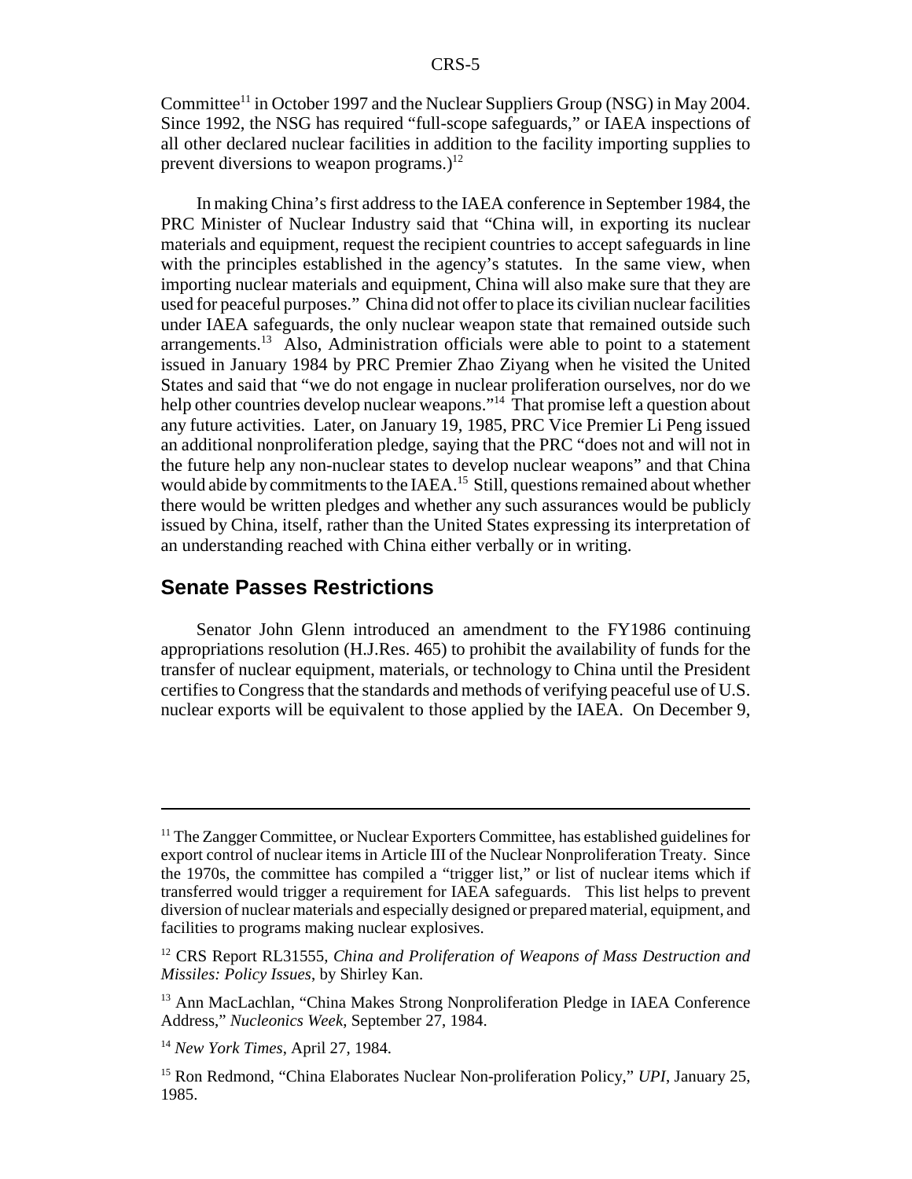Committee[11] in October 1997 and the Nuclear Suppliers Group (NSG) in May 2004. Since 1992, the NSG has required "full-scope safeguards," or IAEA inspections of all other declared nuclear facilities in addition to the facility importing supplies to prevent diversions to weapon programs.)[12]

In making China's first address to the IAEA conference in September 1984, the PRC Minister of Nuclear Industry said that "China will, in exporting its nuclear materials and equipment, request the recipient countries to accept safeguards in line with the principles established in the agency's statutes. In the same view, when importing nuclear materials and equipment, China will also make sure that they are used for peaceful purposes." China did not offer to place its civilian nuclear facilities under IAEA safeguards, the only nuclear weapon state that remained outside such arrangements.[13] Also, Administration officials were able to point to a statement issued in January 1984 by PRC Premier Zhao Ziyang when he visited the United States and said that "we do not engage in nuclear proliferation ourselves, nor do we help other countries develop nuclear weapons."[14] That promise left a question about any future activities. Later, on January 19, 1985, PRC Vice Premier Li Peng issued an additional nonproliferation pledge, saying that the PRC "does not and will not in the future help any non-nuclear states to develop nuclear weapons" and that China would abide by commitments to the IAEA.[15] Still, questions remained about whether there would be written pledges and whether any such assurances would be publicly issued by China, itself, rather than the United States expressing its interpretation of an understanding reached with China either verbally or in writing.

## Senate Passes Restrictions

Senator John Glenn introduced an amendment to the FY1986 continuing appropriations resolution (H.J.Res. 465) to prohibit the availability of funds for the transfer of nuclear equipment, materials, or technology to China until the President certifies to Congress that the standards and methods of verifying peaceful use of U.S. nuclear exports will be equivalent to those applied by the IAEA. On December 9,

---

[11] The Zangger Committee, or Nuclear Exporters Committee, has established guidelines for export control of nuclear items in Article III of the Nuclear Nonproliferation Treaty. Since the 1970s, the committee has compiled a "trigger list," or list of nuclear items which if transferred would trigger a requirement for IAEA safeguards. This list helps to prevent diversion of nuclear materials and especially designed or prepared material, equipment, and facilities to programs making nuclear explosives.

[12] CRS Report RL31555, *China and Proliferation of Weapons of Mass Destruction and Missiles: Policy Issues*, by Shirley Kan.

[13] Ann MacLachlan, "China Makes Strong Nonproliferation Pledge in IAEA Conference Address," *Nucleonics Week*, September 27, 1984.

[14] *New York Times*, April 27, 1984.

[15] Ron Redmond, "China Elaborates Nuclear Non-proliferation Policy," *UPI*, January 25, 1985.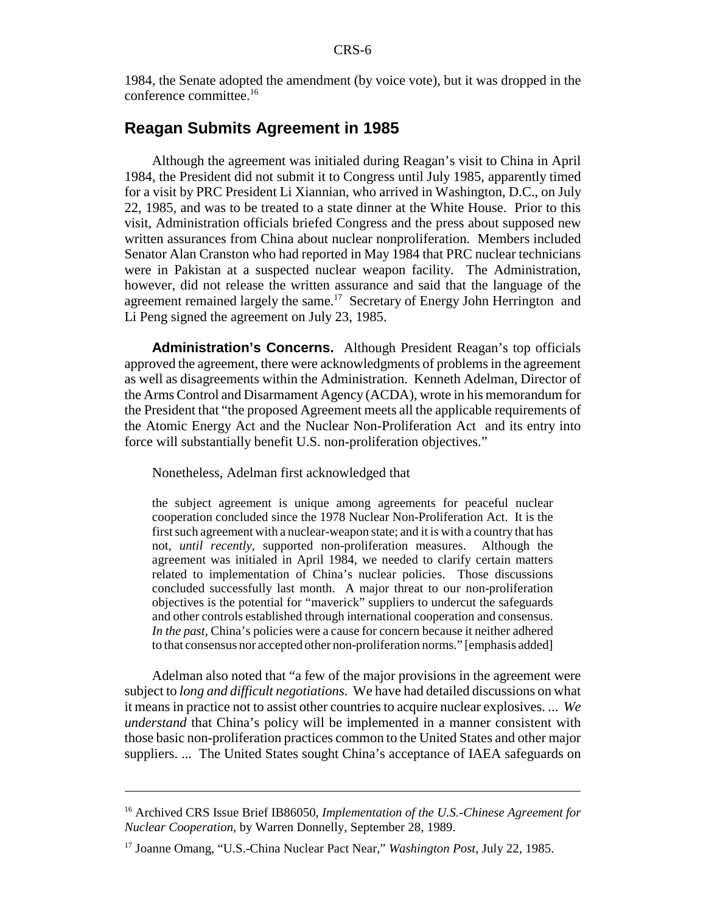1984, the Senate adopted the amendment (by voice vote), but it was dropped in the conference committee.[16]

## Reagan Submits Agreement in 1985

Although the agreement was initialed during Reagan's visit to China in April 1984, the President did not submit it to Congress until July 1985, apparently timed for a visit by PRC President Li Xiannian, who arrived in Washington, D.C., on July 22, 1985, and was to be treated to a state dinner at the White House. Prior to this visit, Administration officials briefed Congress and the press about supposed new written assurances from China about nuclear nonproliferation. Members included Senator Alan Cranston who had reported in May 1984 that PRC nuclear technicians were in Pakistan at a suspected nuclear weapon facility. The Administration, however, did not release the written assurance and said that the language of the agreement remained largely the same.[17] Secretary of Energy John Herrington and Li Peng signed the agreement on July 23, 1985.

**Administration's Concerns.** Although President Reagan's top officials approved the agreement, there were acknowledgments of problems in the agreement as well as disagreements within the Administration. Kenneth Adelman, Director of the Arms Control and Disarmament Agency (ACDA), wrote in his memorandum for the President that "the proposed Agreement meets all the applicable requirements of the Atomic Energy Act and the Nuclear Non-Proliferation Act and its entry into force will substantially benefit U.S. non-proliferation objectives."

Nonetheless, Adelman first acknowledged that

> the subject agreement is unique among agreements for peaceful nuclear cooperation concluded since the 1978 Nuclear Non-Proliferation Act. It is the first such agreement with a nuclear-weapon state; and it is with a country that has not, *until recently*, supported non-proliferation measures. Although the agreement was initialed in April 1984, we needed to clarify certain matters related to implementation of China's nuclear policies. Those discussions concluded successfully last month. A major threat to our non-proliferation objectives is the potential for "maverick" suppliers to undercut the safeguards and other controls established through international cooperation and consensus. *In the past*, China's policies were a cause for concern because it neither adhered to that consensus nor accepted other non-proliferation norms." [emphasis added]

Adelman also noted that "a few of the major provisions in the agreement were subject to *long and difficult negotiations*. We have had detailed discussions on what it means in practice not to assist other countries to acquire nuclear explosives. ... *We understand* that China's policy will be implemented in a manner consistent with those basic non-proliferation practices common to the United States and other major suppliers. ... The United States sought China's acceptance of IAEA safeguards on

---

[16] Archived CRS Issue Brief IB86050, *Implementation of the U.S.-Chinese Agreement for Nuclear Cooperation*, by Warren Donnelly, September 28, 1989.

[17] Joanne Omang, "U.S.-China Nuclear Pact Near," *Washington Post*, July 22, 1985.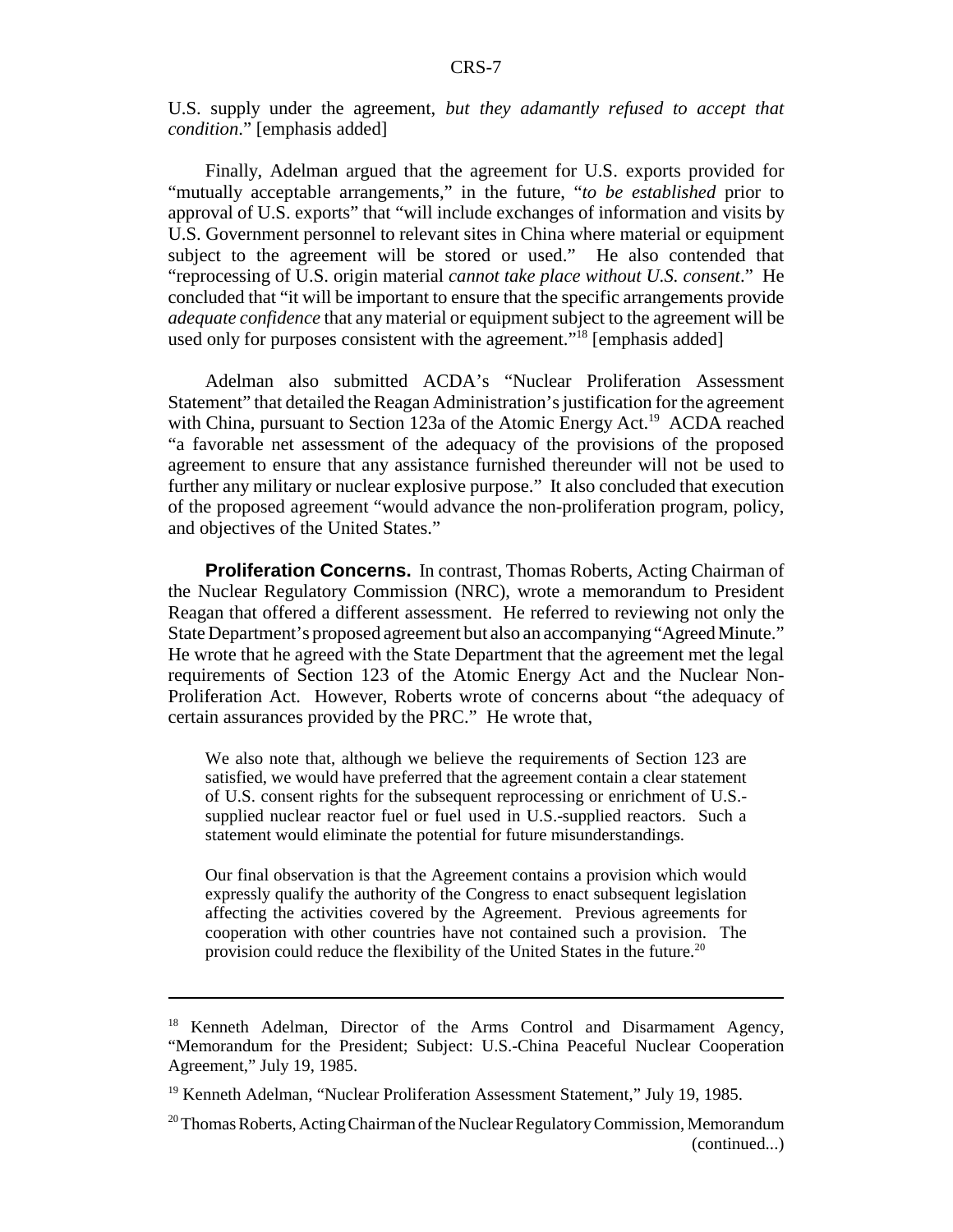U.S. supply under the agreement, *but they adamantly refused to accept that condition*." [emphasis added]

Finally, Adelman argued that the agreement for U.S. exports provided for "mutually acceptable arrangements," in the future, "*to be established* prior to approval of U.S. exports" that "will include exchanges of information and visits by U.S. Government personnel to relevant sites in China where material or equipment subject to the agreement will be stored or used." He also contended that "reprocessing of U.S. origin material *cannot take place without U.S. consent*." He concluded that "it will be important to ensure that the specific arrangements provide *adequate confidence* that any material or equipment subject to the agreement will be used only for purposes consistent with the agreement."[18] [emphasis added]

Adelman also submitted ACDA's "Nuclear Proliferation Assessment Statement" that detailed the Reagan Administration's justification for the agreement with China, pursuant to Section 123a of the Atomic Energy Act.[19] ACDA reached "a favorable net assessment of the adequacy of the provisions of the proposed agreement to ensure that any assistance furnished thereunder will not be used to further any military or nuclear explosive purpose." It also concluded that execution of the proposed agreement "would advance the non-proliferation program, policy, and objectives of the United States."

**Proliferation Concerns.** In contrast, Thomas Roberts, Acting Chairman of the Nuclear Regulatory Commission (NRC), wrote a memorandum to President Reagan that offered a different assessment. He referred to reviewing not only the State Department's proposed agreement but also an accompanying "Agreed Minute." He wrote that he agreed with the State Department that the agreement met the legal requirements of Section 123 of the Atomic Energy Act and the Nuclear Non-Proliferation Act. However, Roberts wrote of concerns about "the adequacy of certain assurances provided by the PRC." He wrote that,

> We also note that, although we believe the requirements of Section 123 are satisfied, we would have preferred that the agreement contain a clear statement of U.S. consent rights for the subsequent reprocessing or enrichment of U.S.-supplied nuclear reactor fuel or fuel used in U.S.-supplied reactors. Such a statement would eliminate the potential for future misunderstandings.
>
> Our final observation is that the Agreement contains a provision which would expressly qualify the authority of the Congress to enact subsequent legislation affecting the activities covered by the Agreement. Previous agreements for cooperation with other countries have not contained such a provision. The provision could reduce the flexibility of the United States in the future.[20]

---

[18] Kenneth Adelman, Director of the Arms Control and Disarmament Agency, "Memorandum for the President; Subject: U.S.-China Peaceful Nuclear Cooperation Agreement," July 19, 1985.

[19] Kenneth Adelman, "Nuclear Proliferation Assessment Statement," July 19, 1985.

[20] Thomas Roberts, Acting Chairman of the Nuclear Regulatory Commission, Memorandum (continued...)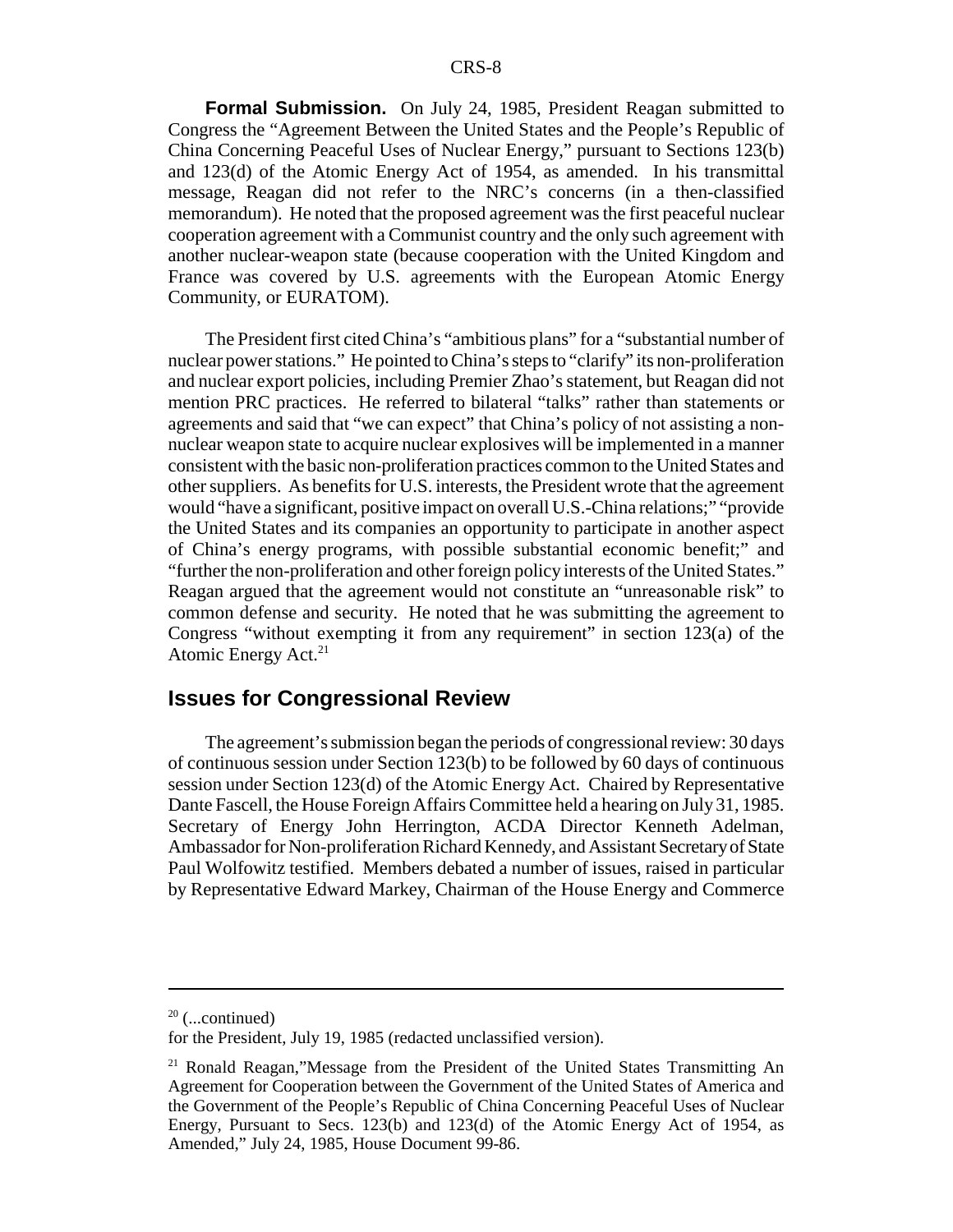**Formal Submission.** On July 24, 1985, President Reagan submitted to Congress the "Agreement Between the United States and the People's Republic of China Concerning Peaceful Uses of Nuclear Energy," pursuant to Sections 123(b) and 123(d) of the Atomic Energy Act of 1954, as amended. In his transmittal message, Reagan did not refer to the NRC's concerns (in a then-classified memorandum). He noted that the proposed agreement was the first peaceful nuclear cooperation agreement with a Communist country and the only such agreement with another nuclear-weapon state (because cooperation with the United Kingdom and France was covered by U.S. agreements with the European Atomic Energy Community, or EURATOM).

The President first cited China's "ambitious plans" for a "substantial number of nuclear power stations." He pointed to China's steps to "clarify" its non-proliferation and nuclear export policies, including Premier Zhao's statement, but Reagan did not mention PRC practices. He referred to bilateral "talks" rather than statements or agreements and said that "we can expect" that China's policy of not assisting a non-nuclear weapon state to acquire nuclear explosives will be implemented in a manner consistent with the basic non-proliferation practices common to the United States and other suppliers. As benefits for U.S. interests, the President wrote that the agreement would "have a significant, positive impact on overall U.S.-China relations;" "provide the United States and its companies an opportunity to participate in another aspect of China's energy programs, with possible substantial economic benefit;" and "further the non-proliferation and other foreign policy interests of the United States." Reagan argued that the agreement would not constitute an "unreasonable risk" to common defense and security. He noted that he was submitting the agreement to Congress "without exempting it from any requirement" in section 123(a) of the Atomic Energy Act.[21]

## Issues for Congressional Review

The agreement's submission began the periods of congressional review: 30 days of continuous session under Section 123(b) to be followed by 60 days of continuous session under Section 123(d) of the Atomic Energy Act. Chaired by Representative Dante Fascell, the House Foreign Affairs Committee held a hearing on July 31, 1985. Secretary of Energy John Herrington, ACDA Director Kenneth Adelman, Ambassador for Non-proliferation Richard Kennedy, and Assistant Secretary of State Paul Wolfowitz testified. Members debated a number of issues, raised in particular by Representative Edward Markey, Chairman of the House Energy and Commerce

---

[20] (...continued)
for the President, July 19, 1985 (redacted unclassified version).

[21] Ronald Reagan,"Message from the President of the United States Transmitting An Agreement for Cooperation between the Government of the United States of America and the Government of the People's Republic of China Concerning Peaceful Uses of Nuclear Energy, Pursuant to Secs. 123(b) and 123(d) of the Atomic Energy Act of 1954, as Amended," July 24, 1985, House Document 99-86.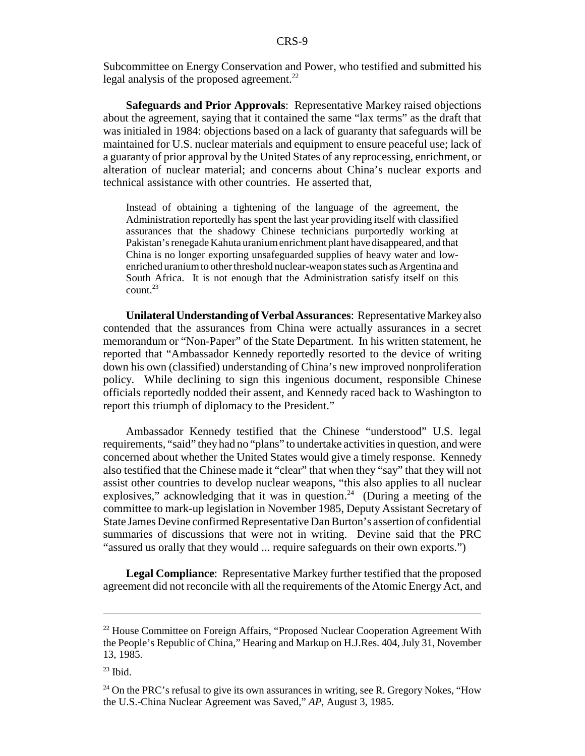Subcommittee on Energy Conservation and Power, who testified and submitted his legal analysis of the proposed agreement.[22]

**Safeguards and Prior Approvals**: Representative Markey raised objections about the agreement, saying that it contained the same "lax terms" as the draft that was initialed in 1984: objections based on a lack of guaranty that safeguards will be maintained for U.S. nuclear materials and equipment to ensure peaceful use; lack of a guaranty of prior approval by the United States of any reprocessing, enrichment, or alteration of nuclear material; and concerns about China's nuclear exports and technical assistance with other countries. He asserted that,

> Instead of obtaining a tightening of the language of the agreement, the Administration reportedly has spent the last year providing itself with classified assurances that the shadowy Chinese technicians purportedly working at Pakistan's renegade Kahuta uranium enrichment plant have disappeared, and that China is no longer exporting unsafeguarded supplies of heavy water and low-enriched uranium to other threshold nuclear-weapon states such as Argentina and South Africa. It is not enough that the Administration satisfy itself on this count.[23]

**Unilateral Understanding of Verbal Assurances**: Representative Markey also contended that the assurances from China were actually assurances in a secret memorandum or "Non-Paper" of the State Department. In his written statement, he reported that "Ambassador Kennedy reportedly resorted to the device of writing down his own (classified) understanding of China's new improved nonproliferation policy. While declining to sign this ingenious document, responsible Chinese officials reportedly nodded their assent, and Kennedy raced back to Washington to report this triumph of diplomacy to the President."

Ambassador Kennedy testified that the Chinese "understood" U.S. legal requirements, "said" they had no "plans" to undertake activities in question, and were concerned about whether the United States would give a timely response. Kennedy also testified that the Chinese made it "clear" that when they "say" that they will not assist other countries to develop nuclear weapons, "this also applies to all nuclear explosives," acknowledging that it was in question.[24] (During a meeting of the committee to mark-up legislation in November 1985, Deputy Assistant Secretary of State James Devine confirmed Representative Dan Burton's assertion of confidential summaries of discussions that were not in writing. Devine said that the PRC "assured us orally that they would ... require safeguards on their own exports.")

**Legal Compliance**: Representative Markey further testified that the proposed agreement did not reconcile with all the requirements of the Atomic Energy Act, and

---

[22] House Committee on Foreign Affairs, "Proposed Nuclear Cooperation Agreement With the People's Republic of China," Hearing and Markup on H.J.Res. 404, July 31, November 13, 1985.

[23] Ibid.

[24] On the PRC's refusal to give its own assurances in writing, see R. Gregory Nokes, "How the U.S.-China Nuclear Agreement was Saved," *AP*, August 3, 1985.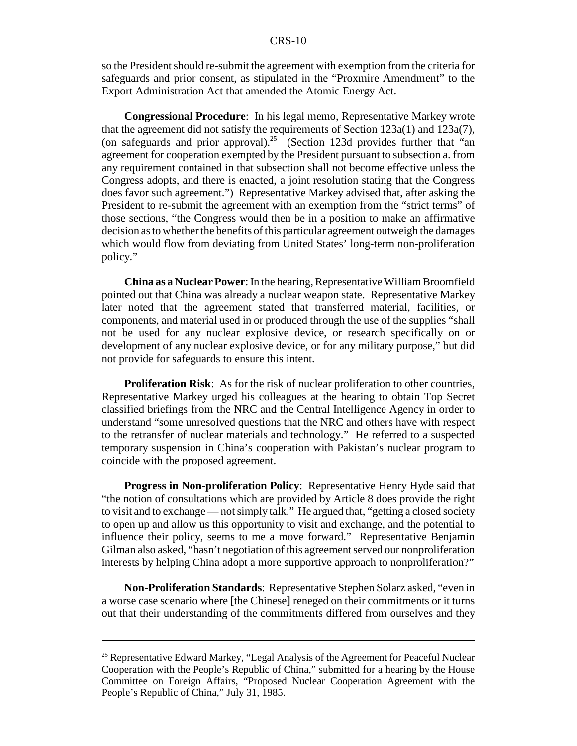so the President should re-submit the agreement with exemption from the criteria for safeguards and prior consent, as stipulated in the "Proxmire Amendment" to the Export Administration Act that amended the Atomic Energy Act.

**Congressional Procedure**: In his legal memo, Representative Markey wrote that the agreement did not satisfy the requirements of Section 123a(1) and 123a(7), (on safeguards and prior approval).[25] (Section 123d provides further that "an agreement for cooperation exempted by the President pursuant to subsection a. from any requirement contained in that subsection shall not become effective unless the Congress adopts, and there is enacted, a joint resolution stating that the Congress does favor such agreement.") Representative Markey advised that, after asking the President to re-submit the agreement with an exemption from the "strict terms" of those sections, "the Congress would then be in a position to make an affirmative decision as to whether the benefits of this particular agreement outweigh the damages which would flow from deviating from United States' long-term non-proliferation policy."

**China as a Nuclear Power**: In the hearing, Representative William Broomfield pointed out that China was already a nuclear weapon state. Representative Markey later noted that the agreement stated that transferred material, facilities, or components, and material used in or produced through the use of the supplies "shall not be used for any nuclear explosive device, or research specifically on or development of any nuclear explosive device, or for any military purpose," but did not provide for safeguards to ensure this intent.

**Proliferation Risk**: As for the risk of nuclear proliferation to other countries, Representative Markey urged his colleagues at the hearing to obtain Top Secret classified briefings from the NRC and the Central Intelligence Agency in order to understand "some unresolved questions that the NRC and others have with respect to the retransfer of nuclear materials and technology." He referred to a suspected temporary suspension in China's cooperation with Pakistan's nuclear program to coincide with the proposed agreement.

**Progress in Non-proliferation Policy**: Representative Henry Hyde said that "the notion of consultations which are provided by Article 8 does provide the right to visit and to exchange — not simply talk." He argued that, "getting a closed society to open up and allow us this opportunity to visit and exchange, and the potential to influence their policy, seems to me a move forward." Representative Benjamin Gilman also asked, "hasn't negotiation of this agreement served our nonproliferation interests by helping China adopt a more supportive approach to nonproliferation?"

**Non-Proliferation Standards**: Representative Stephen Solarz asked, "even in a worse case scenario where [the Chinese] reneged on their commitments or it turns out that their understanding of the commitments differed from ourselves and they

---

[25] Representative Edward Markey, "Legal Analysis of the Agreement for Peaceful Nuclear Cooperation with the People's Republic of China," submitted for a hearing by the House Committee on Foreign Affairs, "Proposed Nuclear Cooperation Agreement with the People's Republic of China," July 31, 1985.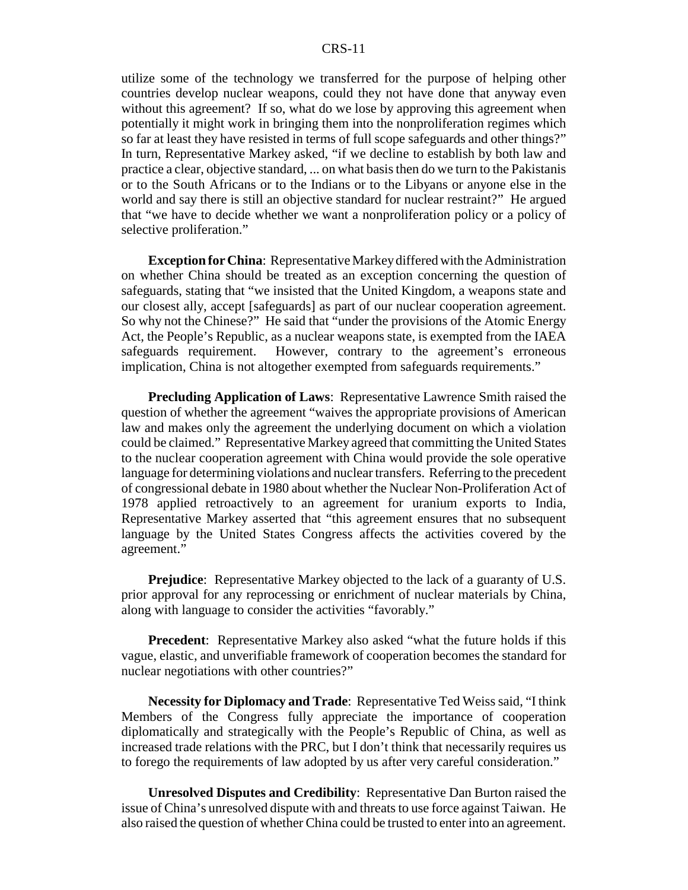utilize some of the technology we transferred for the purpose of helping other countries develop nuclear weapons, could they not have done that anyway even without this agreement? If so, what do we lose by approving this agreement when potentially it might work in bringing them into the nonproliferation regimes which so far at least they have resisted in terms of full scope safeguards and other things?" In turn, Representative Markey asked, "if we decline to establish by both law and practice a clear, objective standard, ... on what basis then do we turn to the Pakistanis or to the South Africans or to the Indians or to the Libyans or anyone else in the world and say there is still an objective standard for nuclear restraint?" He argued that "we have to decide whether we want a nonproliferation policy or a policy of selective proliferation."

**Exception for China**: Representative Markey differed with the Administration on whether China should be treated as an exception concerning the question of safeguards, stating that "we insisted that the United Kingdom, a weapons state and our closest ally, accept [safeguards] as part of our nuclear cooperation agreement. So why not the Chinese?" He said that "under the provisions of the Atomic Energy Act, the People's Republic, as a nuclear weapons state, is exempted from the IAEA safeguards requirement. However, contrary to the agreement's erroneous implication, China is not altogether exempted from safeguards requirements."

**Precluding Application of Laws**: Representative Lawrence Smith raised the question of whether the agreement "waives the appropriate provisions of American law and makes only the agreement the underlying document on which a violation could be claimed." Representative Markey agreed that committing the United States to the nuclear cooperation agreement with China would provide the sole operative language for determining violations and nuclear transfers. Referring to the precedent of congressional debate in 1980 about whether the Nuclear Non-Proliferation Act of 1978 applied retroactively to an agreement for uranium exports to India, Representative Markey asserted that "this agreement ensures that no subsequent language by the United States Congress affects the activities covered by the agreement."

**Prejudice**: Representative Markey objected to the lack of a guaranty of U.S. prior approval for any reprocessing or enrichment of nuclear materials by China, along with language to consider the activities "favorably."

**Precedent**: Representative Markey also asked "what the future holds if this vague, elastic, and unverifiable framework of cooperation becomes the standard for nuclear negotiations with other countries?"

**Necessity for Diplomacy and Trade**: Representative Ted Weiss said, "I think Members of the Congress fully appreciate the importance of cooperation diplomatically and strategically with the People's Republic of China, as well as increased trade relations with the PRC, but I don't think that necessarily requires us to forego the requirements of law adopted by us after very careful consideration."

**Unresolved Disputes and Credibility**: Representative Dan Burton raised the issue of China's unresolved dispute with and threats to use force against Taiwan. He also raised the question of whether China could be trusted to enter into an agreement.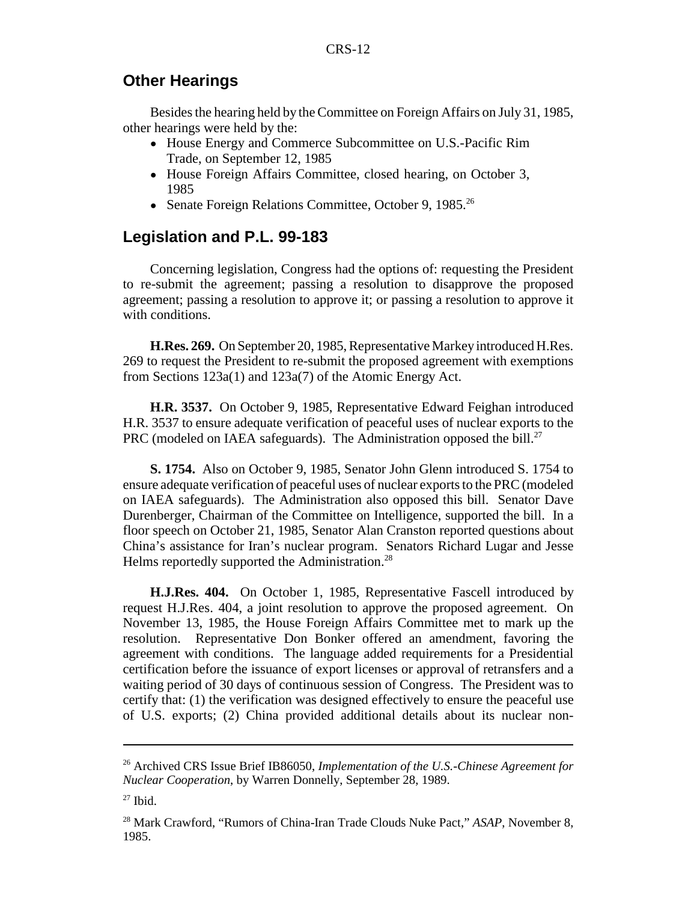## Other Hearings

Besides the hearing held by the Committee on Foreign Affairs on July 31, 1985, other hearings were held by the:

- House Energy and Commerce Subcommittee on U.S.-Pacific Rim Trade, on September 12, 1985
- House Foreign Affairs Committee, closed hearing, on October 3, 1985
- Senate Foreign Relations Committee, October 9, 1985.[26]

## Legislation and P.L. 99-183

Concerning legislation, Congress had the options of: requesting the President to re-submit the agreement; passing a resolution to disapprove the proposed agreement; passing a resolution to approve it; or passing a resolution to approve it with conditions.

**H.Res. 269.** On September 20, 1985, Representative Markey introduced H.Res. 269 to request the President to re-submit the proposed agreement with exemptions from Sections 123a(1) and 123a(7) of the Atomic Energy Act.

**H.R. 3537.** On October 9, 1985, Representative Edward Feighan introduced H.R. 3537 to ensure adequate verification of peaceful uses of nuclear exports to the PRC (modeled on IAEA safeguards). The Administration opposed the bill.[27]

**S. 1754.** Also on October 9, 1985, Senator John Glenn introduced S. 1754 to ensure adequate verification of peaceful uses of nuclear exports to the PRC (modeled on IAEA safeguards). The Administration also opposed this bill. Senator Dave Durenberger, Chairman of the Committee on Intelligence, supported the bill. In a floor speech on October 21, 1985, Senator Alan Cranston reported questions about China's assistance for Iran's nuclear program. Senators Richard Lugar and Jesse Helms reportedly supported the Administration.[28]

**H.J.Res. 404.** On October 1, 1985, Representative Fascell introduced by request H.J.Res. 404, a joint resolution to approve the proposed agreement. On November 13, 1985, the House Foreign Affairs Committee met to mark up the resolution. Representative Don Bonker offered an amendment, favoring the agreement with conditions. The language added requirements for a Presidential certification before the issuance of export licenses or approval of retransfers and a waiting period of 30 days of continuous session of Congress. The President was to certify that: (1) the verification was designed effectively to ensure the peaceful use of U.S. exports; (2) China provided additional details about its nuclear non-

---

[26] Archived CRS Issue Brief IB86050, *Implementation of the U.S.-Chinese Agreement for Nuclear Cooperation*, by Warren Donnelly, September 28, 1989.

[27] Ibid.

[28] Mark Crawford, "Rumors of China-Iran Trade Clouds Nuke Pact," *ASAP*, November 8, 1985.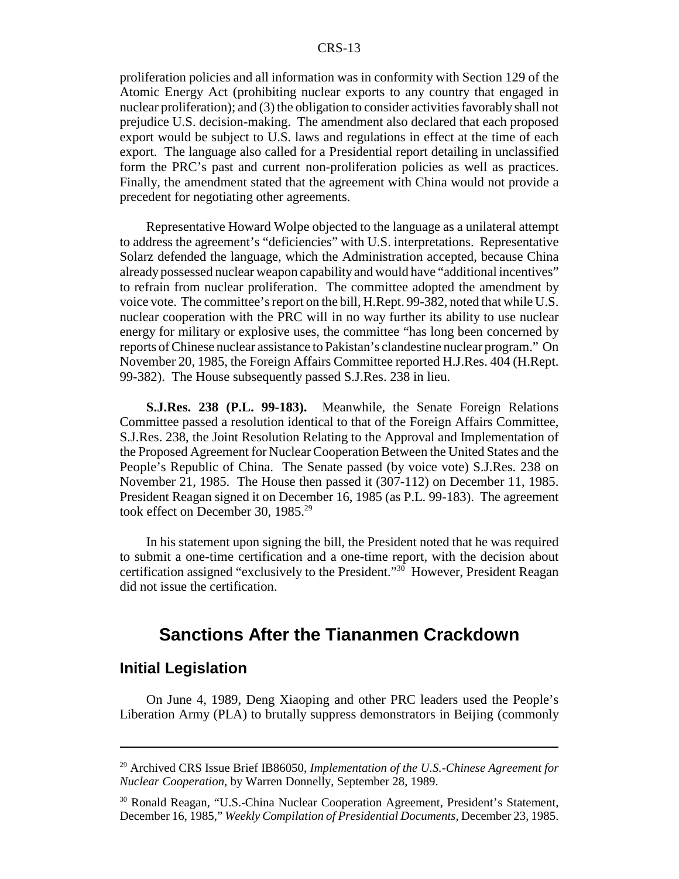proliferation policies and all information was in conformity with Section 129 of the Atomic Energy Act (prohibiting nuclear exports to any country that engaged in nuclear proliferation); and (3) the obligation to consider activities favorably shall not prejudice U.S. decision-making. The amendment also declared that each proposed export would be subject to U.S. laws and regulations in effect at the time of each export. The language also called for a Presidential report detailing in unclassified form the PRC's past and current non-proliferation policies as well as practices. Finally, the amendment stated that the agreement with China would not provide a precedent for negotiating other agreements.

Representative Howard Wolpe objected to the language as a unilateral attempt to address the agreement's "deficiencies" with U.S. interpretations. Representative Solarz defended the language, which the Administration accepted, because China already possessed nuclear weapon capability and would have "additional incentives" to refrain from nuclear proliferation. The committee adopted the amendment by voice vote. The committee's report on the bill, H.Rept. 99-382, noted that while U.S. nuclear cooperation with the PRC will in no way further its ability to use nuclear energy for military or explosive uses, the committee "has long been concerned by reports of Chinese nuclear assistance to Pakistan's clandestine nuclear program." On November 20, 1985, the Foreign Affairs Committee reported H.J.Res. 404 (H.Rept. 99-382). The House subsequently passed S.J.Res. 238 in lieu.

**S.J.Res. 238 (P.L. 99-183).** Meanwhile, the Senate Foreign Relations Committee passed a resolution identical to that of the Foreign Affairs Committee, S.J.Res. 238, the Joint Resolution Relating to the Approval and Implementation of the Proposed Agreement for Nuclear Cooperation Between the United States and the People's Republic of China. The Senate passed (by voice vote) S.J.Res. 238 on November 21, 1985. The House then passed it (307-112) on December 11, 1985. President Reagan signed it on December 16, 1985 (as P.L. 99-183). The agreement took effect on December 30, 1985.[29]

In his statement upon signing the bill, the President noted that he was required to submit a one-time certification and a one-time report, with the decision about certification assigned "exclusively to the President."[30] However, President Reagan did not issue the certification.

## Sanctions After the Tiananmen Crackdown

### Initial Legislation

On June 4, 1989, Deng Xiaoping and other PRC leaders used the People's Liberation Army (PLA) to brutally suppress demonstrators in Beijing (commonly

---

[29] Archived CRS Issue Brief IB86050, *Implementation of the U.S.-Chinese Agreement for Nuclear Cooperation*, by Warren Donnelly, September 28, 1989.

[30] Ronald Reagan, "U.S.-China Nuclear Cooperation Agreement, President's Statement, December 16, 1985," *Weekly Compilation of Presidential Documents*, December 23, 1985.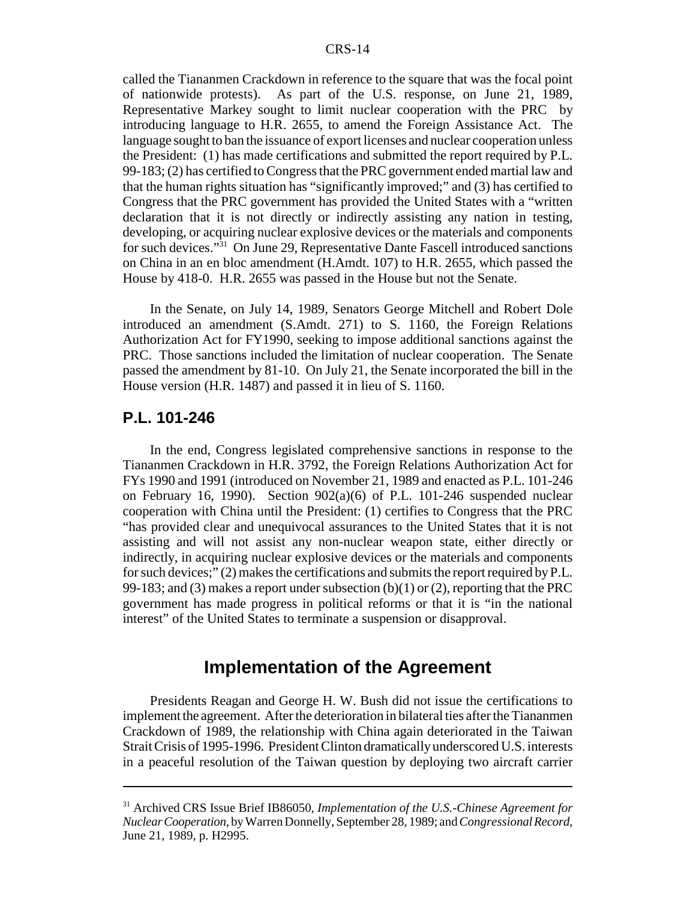called the Tiananmen Crackdown in reference to the square that was the focal point of nationwide protests). As part of the U.S. response, on June 21, 1989, Representative Markey sought to limit nuclear cooperation with the PRC by introducing language to H.R. 2655, to amend the Foreign Assistance Act. The language sought to ban the issuance of export licenses and nuclear cooperation unless the President: (1) has made certifications and submitted the report required by P.L. 99-183; (2) has certified to Congress that the PRC government ended martial law and that the human rights situation has "significantly improved;" and (3) has certified to Congress that the PRC government has provided the United States with a "written declaration that it is not directly or indirectly assisting any nation in testing, developing, or acquiring nuclear explosive devices or the materials and components for such devices."[31] On June 29, Representative Dante Fascell introduced sanctions on China in an en bloc amendment (H.Amdt. 107) to H.R. 2655, which passed the House by 418-0. H.R. 2655 was passed in the House but not the Senate.

In the Senate, on July 14, 1989, Senators George Mitchell and Robert Dole introduced an amendment (S.Amdt. 271) to S. 1160, the Foreign Relations Authorization Act for FY1990, seeking to impose additional sanctions against the PRC. Those sanctions included the limitation of nuclear cooperation. The Senate passed the amendment by 81-10. On July 21, the Senate incorporated the bill in the House version (H.R. 1487) and passed it in lieu of S. 1160.

### P.L. 101-246

In the end, Congress legislated comprehensive sanctions in response to the Tiananmen Crackdown in H.R. 3792, the Foreign Relations Authorization Act for FYs 1990 and 1991 (introduced on November 21, 1989 and enacted as P.L. 101-246 on February 16, 1990). Section 902(a)(6) of P.L. 101-246 suspended nuclear cooperation with China until the President: (1) certifies to Congress that the PRC "has provided clear and unequivocal assurances to the United States that it is not assisting and will not assist any non-nuclear weapon state, either directly or indirectly, in acquiring nuclear explosive devices or the materials and components for such devices;" (2) makes the certifications and submits the report required by P.L. 99-183; and (3) makes a report under subsection (b)(1) or (2), reporting that the PRC government has made progress in political reforms or that it is "in the national interest" of the United States to terminate a suspension or disapproval.

## Implementation of the Agreement

Presidents Reagan and George H. W. Bush did not issue the certifications to implement the agreement. After the deterioration in bilateral ties after the Tiananmen Crackdown of 1989, the relationship with China again deteriorated in the Taiwan Strait Crisis of 1995-1996. President Clinton dramatically underscored U.S. interests in a peaceful resolution of the Taiwan question by deploying two aircraft carrier

---

[31] Archived CRS Issue Brief IB86050, *Implementation of the U.S.-Chinese Agreement for Nuclear Cooperation*, by Warren Donnelly, September 28, 1989; and *Congressional Record*, June 21, 1989, p. H2995.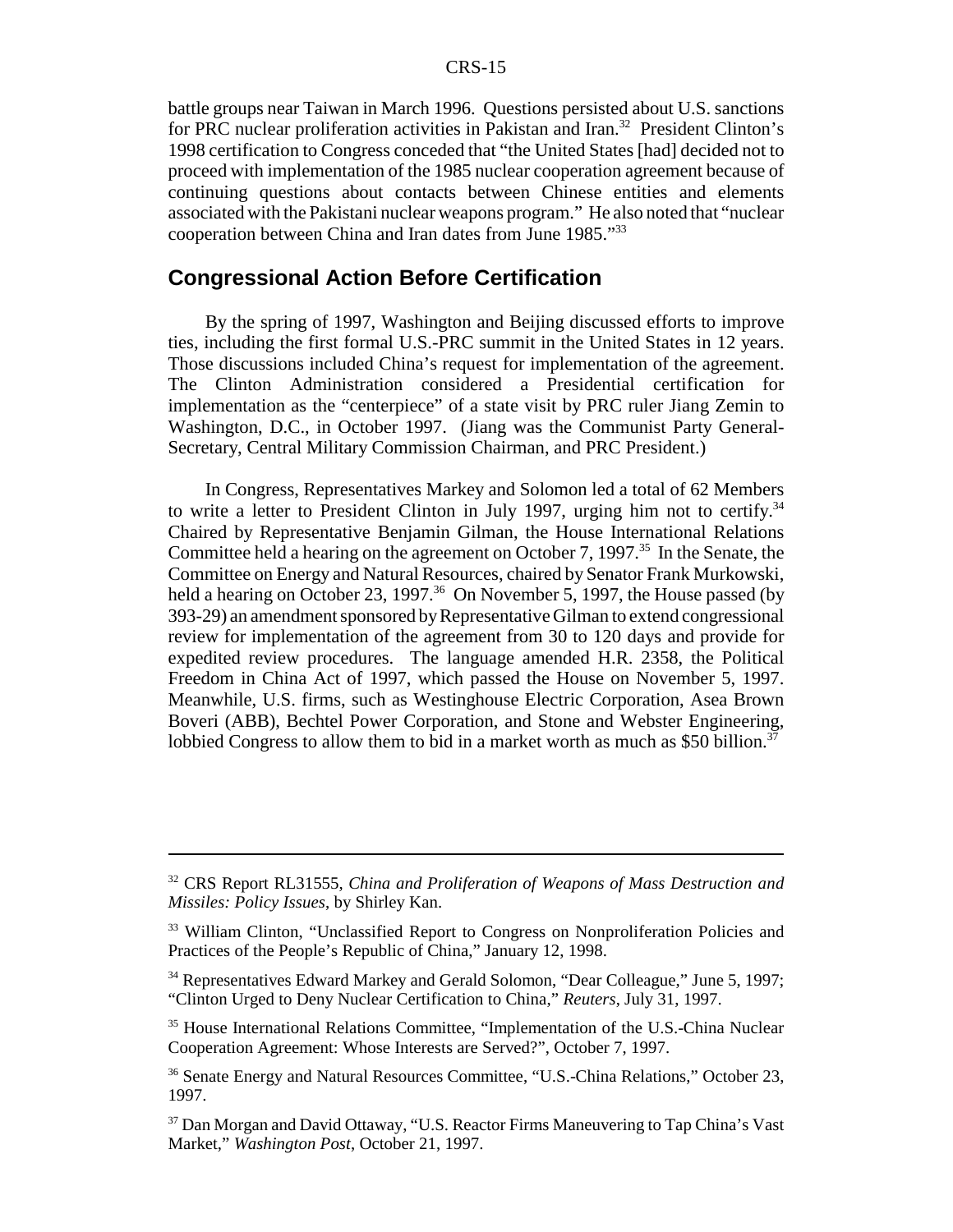battle groups near Taiwan in March 1996. Questions persisted about U.S. sanctions for PRC nuclear proliferation activities in Pakistan and Iran.[32] President Clinton's 1998 certification to Congress conceded that "the United States [had] decided not to proceed with implementation of the 1985 nuclear cooperation agreement because of continuing questions about contacts between Chinese entities and elements associated with the Pakistani nuclear weapons program." He also noted that "nuclear cooperation between China and Iran dates from June 1985."[33]

## Congressional Action Before Certification

By the spring of 1997, Washington and Beijing discussed efforts to improve ties, including the first formal U.S.-PRC summit in the United States in 12 years. Those discussions included China's request for implementation of the agreement. The Clinton Administration considered a Presidential certification for implementation as the "centerpiece" of a state visit by PRC ruler Jiang Zemin to Washington, D.C., in October 1997. (Jiang was the Communist Party General-Secretary, Central Military Commission Chairman, and PRC President.)

In Congress, Representatives Markey and Solomon led a total of 62 Members to write a letter to President Clinton in July 1997, urging him not to certify.[34] Chaired by Representative Benjamin Gilman, the House International Relations Committee held a hearing on the agreement on October 7, 1997.[35] In the Senate, the Committee on Energy and Natural Resources, chaired by Senator Frank Murkowski, held a hearing on October 23, 1997.[36] On November 5, 1997, the House passed (by 393-29) an amendment sponsored by Representative Gilman to extend congressional review for implementation of the agreement from 30 to 120 days and provide for expedited review procedures. The language amended H.R. 2358, the Political Freedom in China Act of 1997, which passed the House on November 5, 1997. Meanwhile, U.S. firms, such as Westinghouse Electric Corporation, Asea Brown Boveri (ABB), Bechtel Power Corporation, and Stone and Webster Engineering, lobbied Congress to allow them to bid in a market worth as much as \$50 billion.[37]

---

[32] CRS Report RL31555, *China and Proliferation of Weapons of Mass Destruction and Missiles: Policy Issues*, by Shirley Kan.

[33] William Clinton, "Unclassified Report to Congress on Nonproliferation Policies and Practices of the People's Republic of China," January 12, 1998.

[34] Representatives Edward Markey and Gerald Solomon, "Dear Colleague," June 5, 1997; "Clinton Urged to Deny Nuclear Certification to China," *Reuters*, July 31, 1997.

[35] House International Relations Committee, "Implementation of the U.S.-China Nuclear Cooperation Agreement: Whose Interests are Served?", October 7, 1997.

[36] Senate Energy and Natural Resources Committee, "U.S.-China Relations," October 23, 1997.

[37] Dan Morgan and David Ottaway, "U.S. Reactor Firms Maneuvering to Tap China's Vast Market," *Washington Post*, October 21, 1997.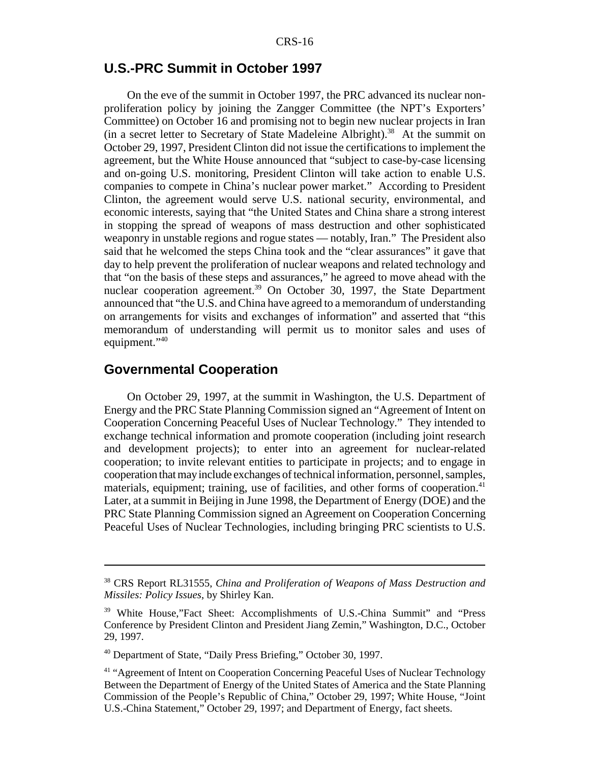## U.S.-PRC Summit in October 1997

On the eve of the summit in October 1997, the PRC advanced its nuclear non-proliferation policy by joining the Zangger Committee (the NPT's Exporters' Committee) on October 16 and promising not to begin new nuclear projects in Iran (in a secret letter to Secretary of State Madeleine Albright).[38] At the summit on October 29, 1997, President Clinton did not issue the certifications to implement the agreement, but the White House announced that "subject to case-by-case licensing and on-going U.S. monitoring, President Clinton will take action to enable U.S. companies to compete in China's nuclear power market." According to President Clinton, the agreement would serve U.S. national security, environmental, and economic interests, saying that "the United States and China share a strong interest in stopping the spread of weapons of mass destruction and other sophisticated weaponry in unstable regions and rogue states — notably, Iran." The President also said that he welcomed the steps China took and the "clear assurances" it gave that day to help prevent the proliferation of nuclear weapons and related technology and that "on the basis of these steps and assurances," he agreed to move ahead with the nuclear cooperation agreement.[39] On October 30, 1997, the State Department announced that "the U.S. and China have agreed to a memorandum of understanding on arrangements for visits and exchanges of information" and asserted that "this memorandum of understanding will permit us to monitor sales and uses of equipment."[40]

## Governmental Cooperation

On October 29, 1997, at the summit in Washington, the U.S. Department of Energy and the PRC State Planning Commission signed an "Agreement of Intent on Cooperation Concerning Peaceful Uses of Nuclear Technology." They intended to exchange technical information and promote cooperation (including joint research and development projects); to enter into an agreement for nuclear-related cooperation; to invite relevant entities to participate in projects; and to engage in cooperation that may include exchanges of technical information, personnel, samples, materials, equipment; training, use of facilities, and other forms of cooperation.[41] Later, at a summit in Beijing in June 1998, the Department of Energy (DOE) and the PRC State Planning Commission signed an Agreement on Cooperation Concerning Peaceful Uses of Nuclear Technologies, including bringing PRC scientists to U.S.

---

[38] CRS Report RL31555, *China and Proliferation of Weapons of Mass Destruction and Missiles: Policy Issues*, by Shirley Kan.

[39] White House,"Fact Sheet: Accomplishments of U.S.-China Summit" and "Press Conference by President Clinton and President Jiang Zemin," Washington, D.C., October 29, 1997.

[40] Department of State, "Daily Press Briefing," October 30, 1997.

[41] "Agreement of Intent on Cooperation Concerning Peaceful Uses of Nuclear Technology Between the Department of Energy of the United States of America and the State Planning Commission of the People's Republic of China," October 29, 1997; White House, "Joint U.S.-China Statement," October 29, 1997; and Department of Energy, fact sheets.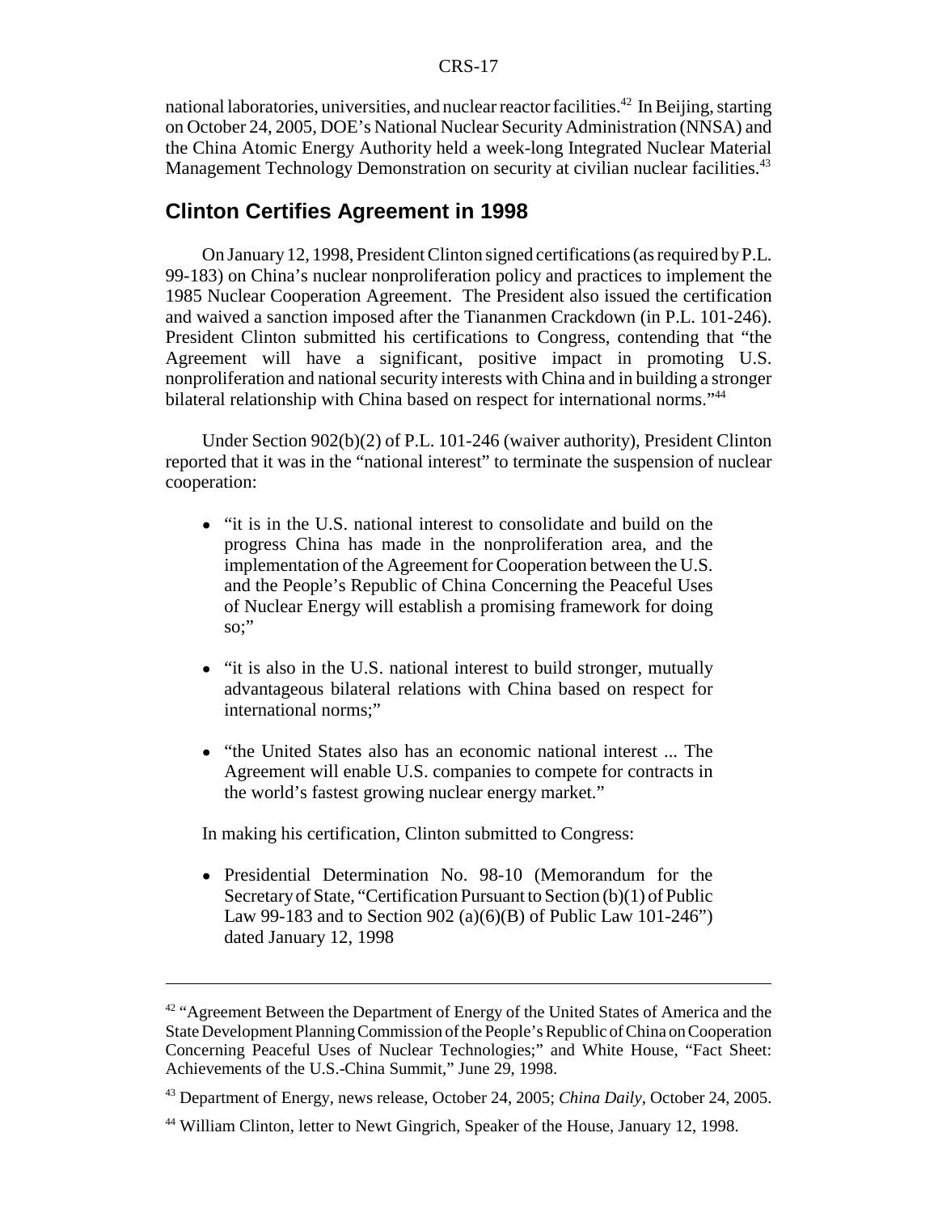national laboratories, universities, and nuclear reactor facilities.[42] In Beijing, starting on October 24, 2005, DOE's National Nuclear Security Administration (NNSA) and the China Atomic Energy Authority held a week-long Integrated Nuclear Material Management Technology Demonstration on security at civilian nuclear facilities.[43]

## Clinton Certifies Agreement in 1998

On January 12, 1998, President Clinton signed certifications (as required by P.L. 99-183) on China's nuclear nonproliferation policy and practices to implement the 1985 Nuclear Cooperation Agreement. The President also issued the certification and waived a sanction imposed after the Tiananmen Crackdown (in P.L. 101-246). President Clinton submitted his certifications to Congress, contending that "the Agreement will have a significant, positive impact in promoting U.S. nonproliferation and national security interests with China and in building a stronger bilateral relationship with China based on respect for international norms."[44]

Under Section 902(b)(2) of P.L. 101-246 (waiver authority), President Clinton reported that it was in the "national interest" to terminate the suspension of nuclear cooperation:

- "it is in the U.S. national interest to consolidate and build on the progress China has made in the nonproliferation area, and the implementation of the Agreement for Cooperation between the U.S. and the People's Republic of China Concerning the Peaceful Uses of Nuclear Energy will establish a promising framework for doing so;"
- "it is also in the U.S. national interest to build stronger, mutually advantageous bilateral relations with China based on respect for international norms;"
- "the United States also has an economic national interest ... The Agreement will enable U.S. companies to compete for contracts in the world's fastest growing nuclear energy market."

In making his certification, Clinton submitted to Congress:

- Presidential Determination No. 98-10 (Memorandum for the Secretary of State, "Certification Pursuant to Section (b)(1) of Public Law 99-183 and to Section 902 (a)(6)(B) of Public Law 101-246") dated January 12, 1998

---

[42] "Agreement Between the Department of Energy of the United States of America and the State Development Planning Commission of the People's Republic of China on Cooperation Concerning Peaceful Uses of Nuclear Technologies;" and White House, "Fact Sheet: Achievements of the U.S.-China Summit," June 29, 1998.

[43] Department of Energy, news release, October 24, 2005; *China Daily*, October 24, 2005.

[44] William Clinton, letter to Newt Gingrich, Speaker of the House, January 12, 1998.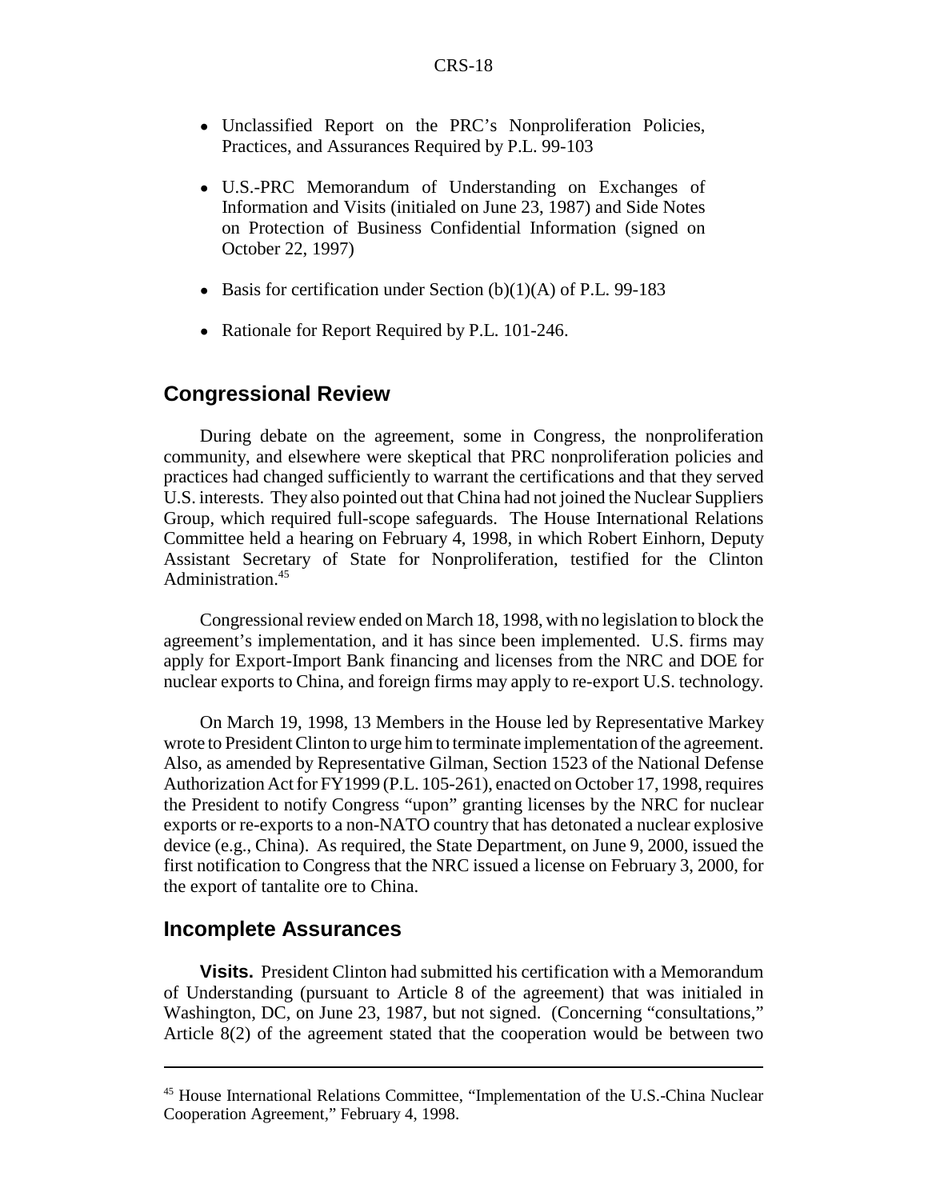- Unclassified Report on the PRC's Nonproliferation Policies, Practices, and Assurances Required by P.L. 99-103
- U.S.-PRC Memorandum of Understanding on Exchanges of Information and Visits (initialed on June 23, 1987) and Side Notes on Protection of Business Confidential Information (signed on October 22, 1997)
- Basis for certification under Section (b)(1)(A) of P.L. 99-183
- Rationale for Report Required by P.L. 101-246.

## Congressional Review

During debate on the agreement, some in Congress, the nonproliferation community, and elsewhere were skeptical that PRC nonproliferation policies and practices had changed sufficiently to warrant the certifications and that they served U.S. interests. They also pointed out that China had not joined the Nuclear Suppliers Group, which required full-scope safeguards. The House International Relations Committee held a hearing on February 4, 1998, in which Robert Einhorn, Deputy Assistant Secretary of State for Nonproliferation, testified for the Clinton Administration.[45]

Congressional review ended on March 18, 1998, with no legislation to block the agreement's implementation, and it has since been implemented. U.S. firms may apply for Export-Import Bank financing and licenses from the NRC and DOE for nuclear exports to China, and foreign firms may apply to re-export U.S. technology.

On March 19, 1998, 13 Members in the House led by Representative Markey wrote to President Clinton to urge him to terminate implementation of the agreement. Also, as amended by Representative Gilman, Section 1523 of the National Defense Authorization Act for FY1999 (P.L. 105-261), enacted on October 17, 1998, requires the President to notify Congress "upon" granting licenses by the NRC for nuclear exports or re-exports to a non-NATO country that has detonated a nuclear explosive device (e.g., China). As required, the State Department, on June 9, 2000, issued the first notification to Congress that the NRC issued a license on February 3, 2000, for the export of tantalite ore to China.

## Incomplete Assurances

**Visits.** President Clinton had submitted his certification with a Memorandum of Understanding (pursuant to Article 8 of the agreement) that was initialed in Washington, DC, on June 23, 1987, but not signed. (Concerning "consultations," Article 8(2) of the agreement stated that the cooperation would be between two

---

[45] House International Relations Committee, "Implementation of the U.S.-China Nuclear Cooperation Agreement," February 4, 1998.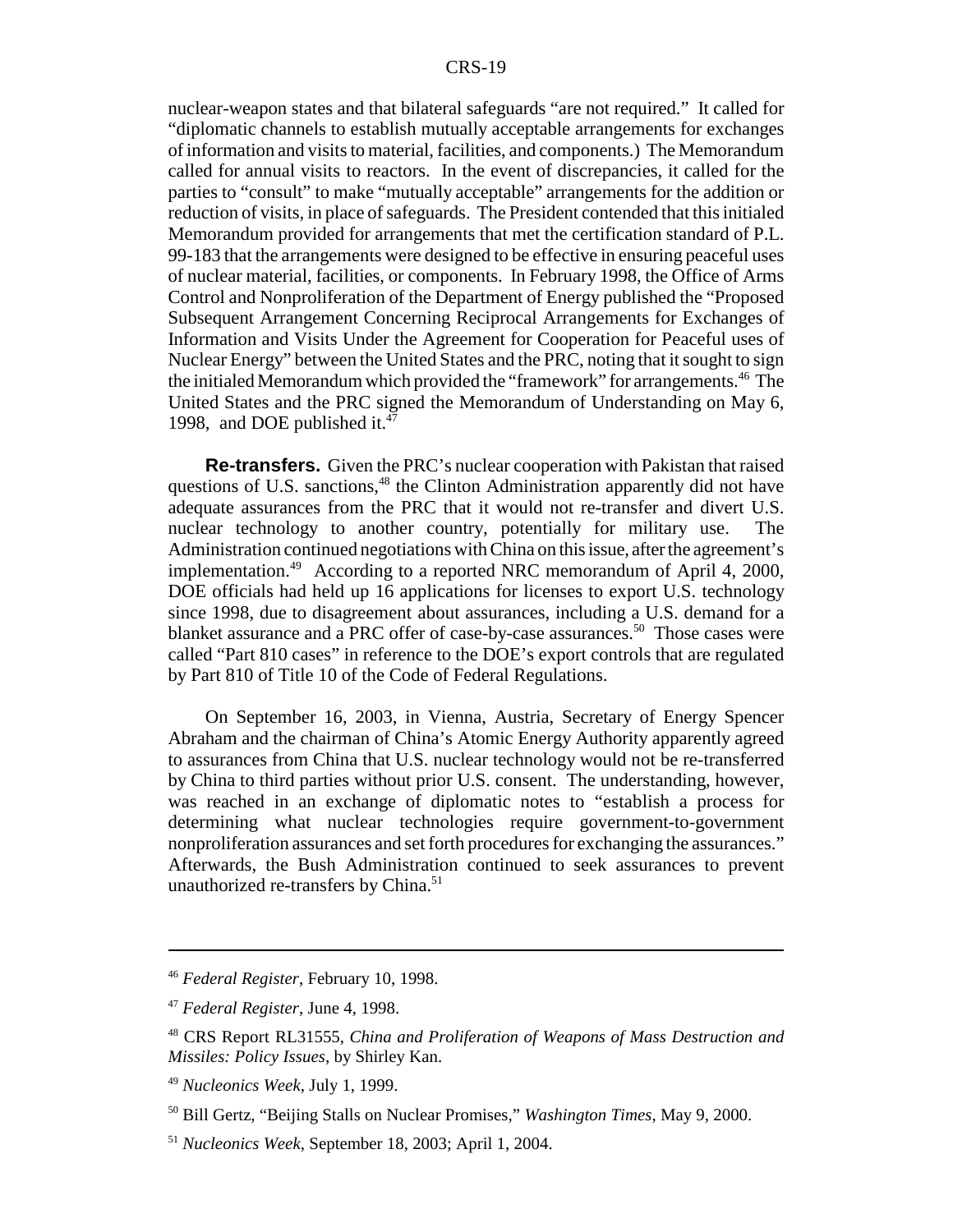nuclear-weapon states and that bilateral safeguards "are not required." It called for "diplomatic channels to establish mutually acceptable arrangements for exchanges of information and visits to material, facilities, and components.) The Memorandum called for annual visits to reactors. In the event of discrepancies, it called for the parties to "consult" to make "mutually acceptable" arrangements for the addition or reduction of visits, in place of safeguards. The President contended that this initialed Memorandum provided for arrangements that met the certification standard of P.L. 99-183 that the arrangements were designed to be effective in ensuring peaceful uses of nuclear material, facilities, or components. In February 1998, the Office of Arms Control and Nonproliferation of the Department of Energy published the "Proposed Subsequent Arrangement Concerning Reciprocal Arrangements for Exchanges of Information and Visits Under the Agreement for Cooperation for Peaceful uses of Nuclear Energy" between the United States and the PRC, noting that it sought to sign the initialed Memorandum which provided the "framework" for arrangements.[46] The United States and the PRC signed the Memorandum of Understanding on May 6, 1998, and DOE published it.[47]

**Re-transfers.** Given the PRC's nuclear cooperation with Pakistan that raised questions of U.S. sanctions,[48] the Clinton Administration apparently did not have adequate assurances from the PRC that it would not re-transfer and divert U.S. nuclear technology to another country, potentially for military use. The Administration continued negotiations with China on this issue, after the agreement's implementation.[49] According to a reported NRC memorandum of April 4, 2000, DOE officials had held up 16 applications for licenses to export U.S. technology since 1998, due to disagreement about assurances, including a U.S. demand for a blanket assurance and a PRC offer of case-by-case assurances.[50] Those cases were called "Part 810 cases" in reference to the DOE's export controls that are regulated by Part 810 of Title 10 of the Code of Federal Regulations.

On September 16, 2003, in Vienna, Austria, Secretary of Energy Spencer Abraham and the chairman of China's Atomic Energy Authority apparently agreed to assurances from China that U.S. nuclear technology would not be re-transferred by China to third parties without prior U.S. consent. The understanding, however, was reached in an exchange of diplomatic notes to "establish a process for determining what nuclear technologies require government-to-government nonproliferation assurances and set forth procedures for exchanging the assurances." Afterwards, the Bush Administration continued to seek assurances to prevent unauthorized re-transfers by China.[51]

---

[46] *Federal Register*, February 10, 1998.

[47] *Federal Register*, June 4, 1998.

[48] CRS Report RL31555, *China and Proliferation of Weapons of Mass Destruction and Missiles: Policy Issues*, by Shirley Kan.

[49] *Nucleonics Week*, July 1, 1999.

[50] Bill Gertz, "Beijing Stalls on Nuclear Promises," *Washington Times*, May 9, 2000.

[51] *Nucleonics Week*, September 18, 2003; April 1, 2004.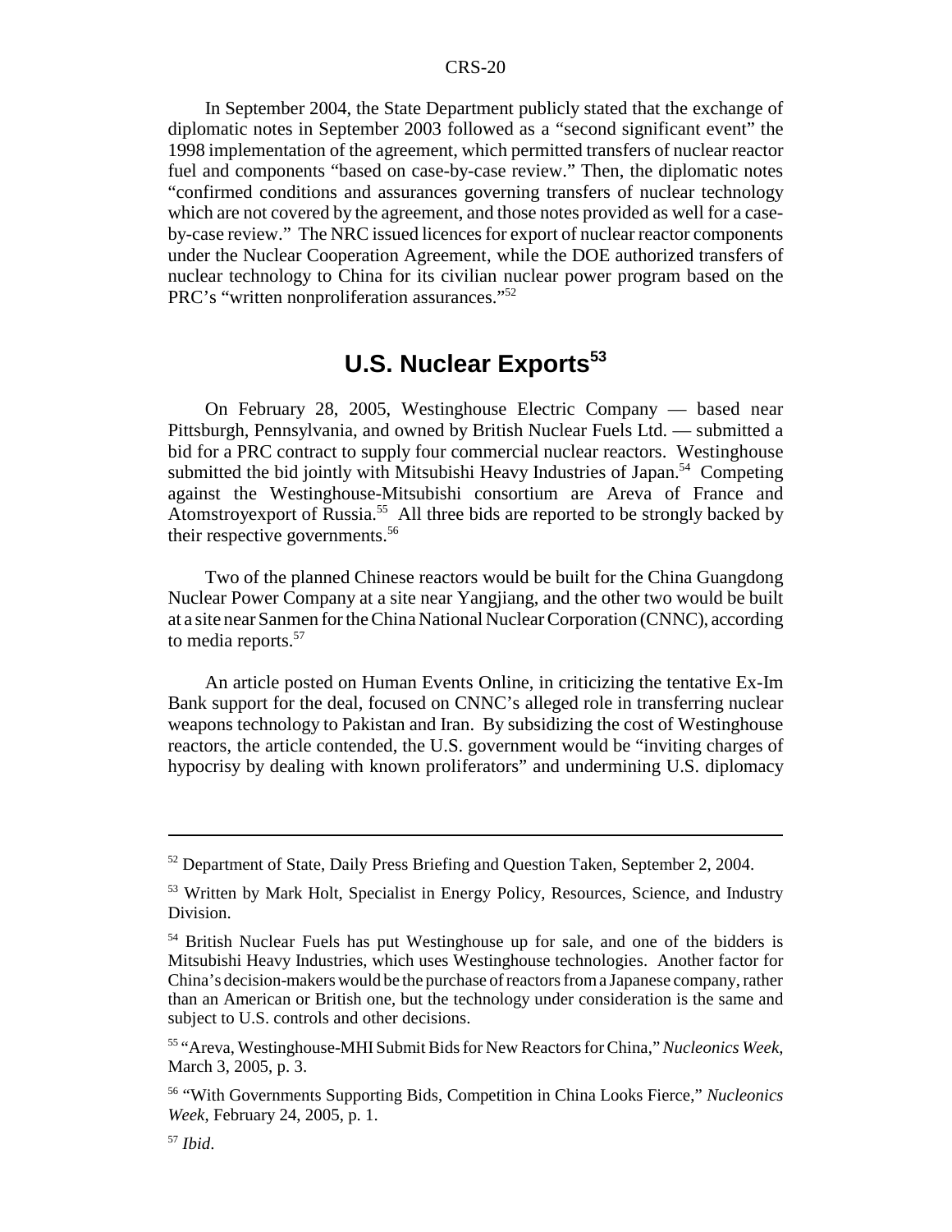In September 2004, the State Department publicly stated that the exchange of diplomatic notes in September 2003 followed as a "second significant event" the 1998 implementation of the agreement, which permitted transfers of nuclear reactor fuel and components "based on case-by-case review." Then, the diplomatic notes "confirmed conditions and assurances governing transfers of nuclear technology which are not covered by the agreement, and those notes provided as well for a case-by-case review." The NRC issued licences for export of nuclear reactor components under the Nuclear Cooperation Agreement, while the DOE authorized transfers of nuclear technology to China for its civilian nuclear power program based on the PRC's "written nonproliferation assurances."[52]

## U.S. Nuclear Exports[53]

On February 28, 2005, Westinghouse Electric Company — based near Pittsburgh, Pennsylvania, and owned by British Nuclear Fuels Ltd. — submitted a bid for a PRC contract to supply four commercial nuclear reactors. Westinghouse submitted the bid jointly with Mitsubishi Heavy Industries of Japan.[54] Competing against the Westinghouse-Mitsubishi consortium are Areva of France and Atomstroyexport of Russia.[55] All three bids are reported to be strongly backed by their respective governments.[56]

Two of the planned Chinese reactors would be built for the China Guangdong Nuclear Power Company at a site near Yangjiang, and the other two would be built at a site near Sanmen for the China National Nuclear Corporation (CNNC), according to media reports.[57]

An article posted on Human Events Online, in criticizing the tentative Ex-Im Bank support for the deal, focused on CNNC's alleged role in transferring nuclear weapons technology to Pakistan and Iran. By subsidizing the cost of Westinghouse reactors, the article contended, the U.S. government would be "inviting charges of hypocrisy by dealing with known proliferators" and undermining U.S. diplomacy

---

[52] Department of State, Daily Press Briefing and Question Taken, September 2, 2004.

[53] Written by Mark Holt, Specialist in Energy Policy, Resources, Science, and Industry Division.

[54] British Nuclear Fuels has put Westinghouse up for sale, and one of the bidders is Mitsubishi Heavy Industries, which uses Westinghouse technologies. Another factor for China's decision-makers would be the purchase of reactors from a Japanese company, rather than an American or British one, but the technology under consideration is the same and subject to U.S. controls and other decisions.

[55] "Areva, Westinghouse-MHI Submit Bids for New Reactors for China," *Nucleonics Week*, March 3, 2005, p. 3.

[56] "With Governments Supporting Bids, Competition in China Looks Fierce," *Nucleonics Week*, February 24, 2005, p. 1.

[57] *Ibid*.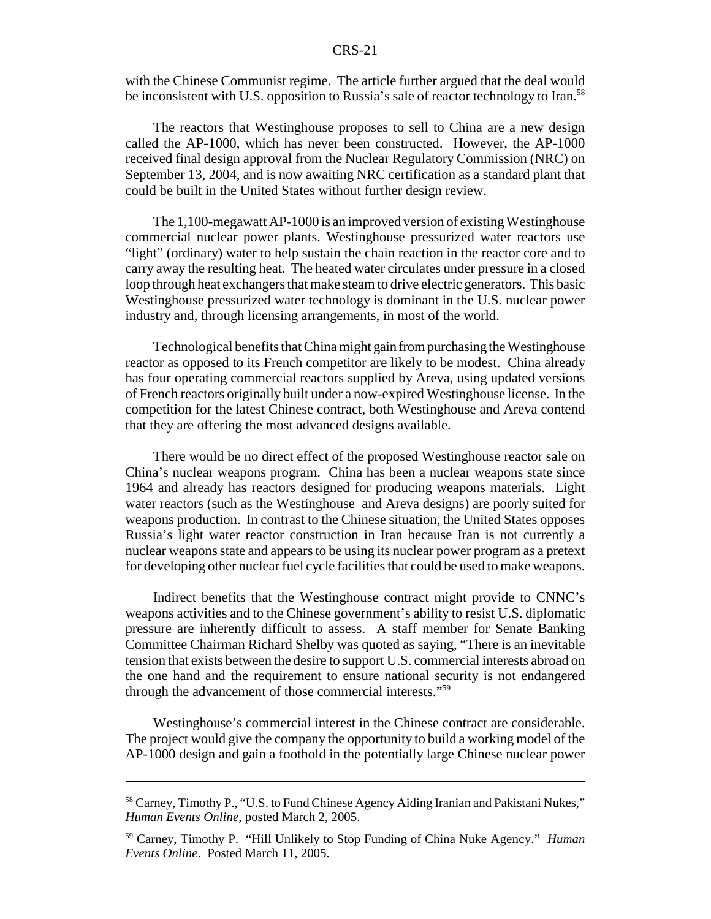with the Chinese Communist regime. The article further argued that the deal would be inconsistent with U.S. opposition to Russia's sale of reactor technology to Iran.[58]

The reactors that Westinghouse proposes to sell to China are a new design called the AP-1000, which has never been constructed. However, the AP-1000 received final design approval from the Nuclear Regulatory Commission (NRC) on September 13, 2004, and is now awaiting NRC certification as a standard plant that could be built in the United States without further design review.

The 1,100-megawatt AP-1000 is an improved version of existing Westinghouse commercial nuclear power plants. Westinghouse pressurized water reactors use "light" (ordinary) water to help sustain the chain reaction in the reactor core and to carry away the resulting heat. The heated water circulates under pressure in a closed loop through heat exchangers that make steam to drive electric generators. This basic Westinghouse pressurized water technology is dominant in the U.S. nuclear power industry and, through licensing arrangements, in most of the world.

Technological benefits that China might gain from purchasing the Westinghouse reactor as opposed to its French competitor are likely to be modest. China already has four operating commercial reactors supplied by Areva, using updated versions of French reactors originally built under a now-expired Westinghouse license. In the competition for the latest Chinese contract, both Westinghouse and Areva contend that they are offering the most advanced designs available.

There would be no direct effect of the proposed Westinghouse reactor sale on China's nuclear weapons program. China has been a nuclear weapons state since 1964 and already has reactors designed for producing weapons materials. Light water reactors (such as the Westinghouse and Areva designs) are poorly suited for weapons production. In contrast to the Chinese situation, the United States opposes Russia's light water reactor construction in Iran because Iran is not currently a nuclear weapons state and appears to be using its nuclear power program as a pretext for developing other nuclear fuel cycle facilities that could be used to make weapons.

Indirect benefits that the Westinghouse contract might provide to CNNC's weapons activities and to the Chinese government's ability to resist U.S. diplomatic pressure are inherently difficult to assess. A staff member for Senate Banking Committee Chairman Richard Shelby was quoted as saying, "There is an inevitable tension that exists between the desire to support U.S. commercial interests abroad on the one hand and the requirement to ensure national security is not endangered through the advancement of those commercial interests."[59]

Westinghouse's commercial interest in the Chinese contract are considerable. The project would give the company the opportunity to build a working model of the AP-1000 design and gain a foothold in the potentially large Chinese nuclear power

---

[58] Carney, Timothy P., "U.S. to Fund Chinese Agency Aiding Iranian and Pakistani Nukes," *Human Events Online*, posted March 2, 2005.

[59] Carney, Timothy P. "Hill Unlikely to Stop Funding of China Nuke Agency." *Human Events Online*. Posted March 11, 2005.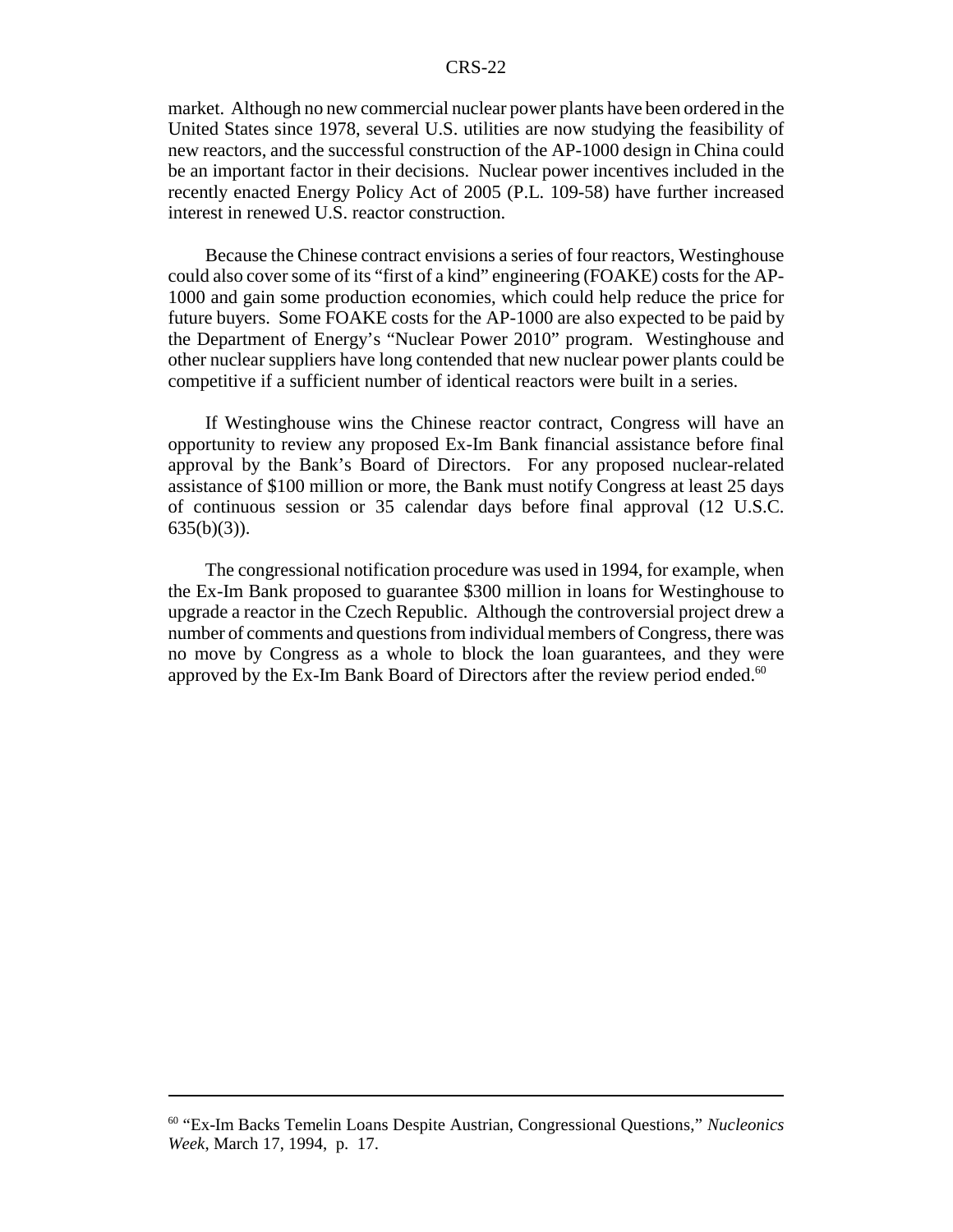market. Although no new commercial nuclear power plants have been ordered in the United States since 1978, several U.S. utilities are now studying the feasibility of new reactors, and the successful construction of the AP-1000 design in China could be an important factor in their decisions. Nuclear power incentives included in the recently enacted Energy Policy Act of 2005 (P.L. 109-58) have further increased interest in renewed U.S. reactor construction.

Because the Chinese contract envisions a series of four reactors, Westinghouse could also cover some of its "first of a kind" engineering (FOAKE) costs for the AP-1000 and gain some production economies, which could help reduce the price for future buyers. Some FOAKE costs for the AP-1000 are also expected to be paid by the Department of Energy's "Nuclear Power 2010" program. Westinghouse and other nuclear suppliers have long contended that new nuclear power plants could be competitive if a sufficient number of identical reactors were built in a series.

If Westinghouse wins the Chinese reactor contract, Congress will have an opportunity to review any proposed Ex-Im Bank financial assistance before final approval by the Bank's Board of Directors. For any proposed nuclear-related assistance of $100 million or more, the Bank must notify Congress at least 25 days of continuous session or 35 calendar days before final approval (12 U.S.C. 635(b)(3)).

The congressional notification procedure was used in 1994, for example, when the Ex-Im Bank proposed to guarantee $300 million in loans for Westinghouse to upgrade a reactor in the Czech Republic. Although the controversial project drew a number of comments and questions from individual members of Congress, there was no move by Congress as a whole to block the loan guarantees, and they were approved by the Ex-Im Bank Board of Directors after the review period ended.[60]

---

[60] "Ex-Im Backs Temelin Loans Despite Austrian, Congressional Questions," *Nucleonics Week*, March 17, 1994, p. 17.